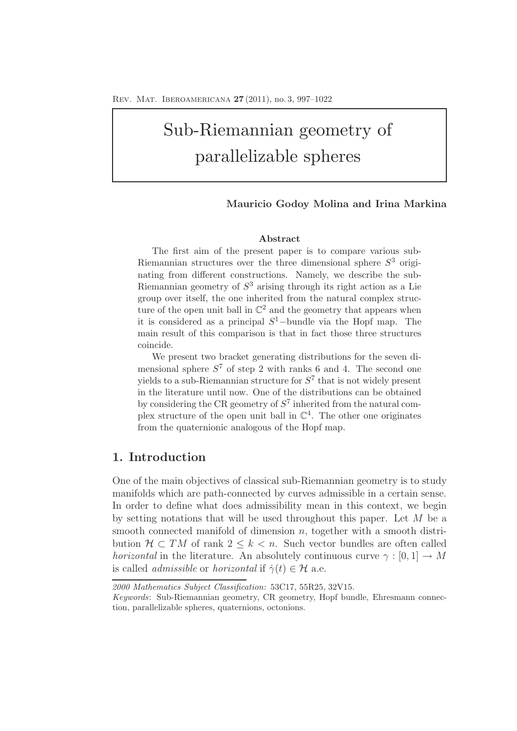# Sub-Riemannian geometry of parallelizable spheres

**Mauricio Godoy Molina and Irina Markina**

**Abstract**

The first aim of the present paper is to compare various sub-Riemannian structures over the three dimensional sphere $S^3$ originating from different constructions. Namely, we describe the sub-Riemannian geometry of $S^3$ arising through its right action as a Lie group over itself, the one inherited from the natural complex structure of the open unit ball in $\mathbb{C}^2$ and the geometry that appears when it is considered as a principal $S^1$−bundle via the Hopf map. The main result of this comparison is that in fact those three structures coincide.

We present two bracket generating distributions for the seven dimensional sphere $S^7$ of step 2 with ranks 6 and 4. The second one yields to a sub-Riemannian structure for $S^7$ that is not widely present in the literature until now. One of the distributions can be obtained by considering the CR geometry of $S^7$ inherited from the natural complex structure of the open unit ball in $\mathbb{C}^4$. The other one originates from the quaternionic analogous of the Hopf map.

## 1. Introduction

One of the main objectives of classical sub-Riemannian geometry is to study manifolds which are path-connected by curves admissible in a certain sense. In order to define what does admissibility mean in this context, we begin by setting notations that will be used throughout this paper. Let $M$ be a smooth connected manifold of dimension $n$, together with a smooth distribution $\mathcal{H} \subset TM$ of rank $2 \leq k < n$. Such vector bundles are often called *horizontal* in the literature. An absolutely continuous curve $\gamma : [0, 1] \to M$ is called *admissible* or *horizontal* if $\dot{\gamma}(t) \in \mathcal{H}$ a.e.

*2000 Mathematics Subject Classification*: 53C17, 55R25, 32V15.

*Keywords*: Sub-Riemannian geometry, CR geometry, Hopf bundle, Ehresmann connection, parallelizable spheres, quaternions, octonions.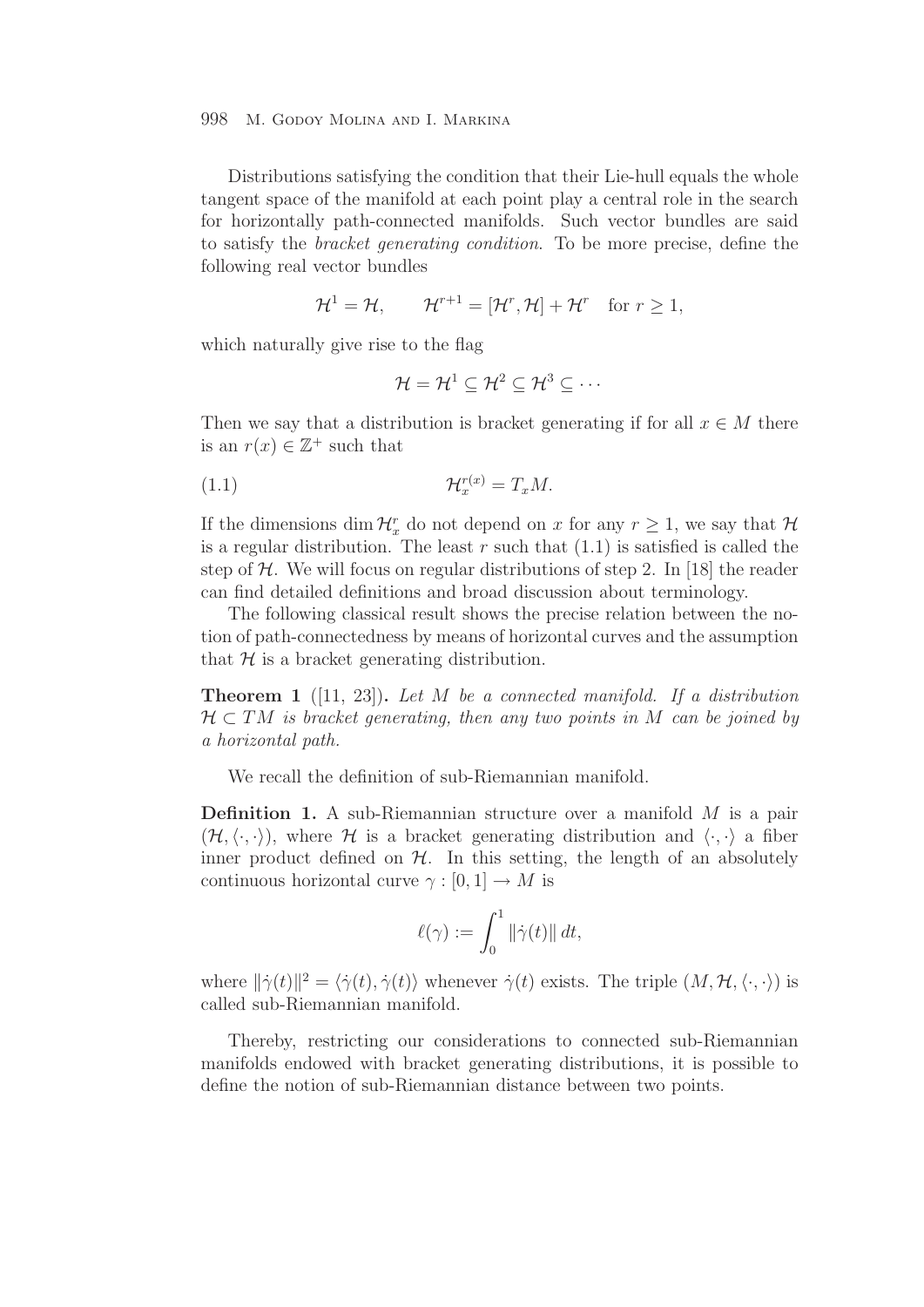Distributions satisfying the condition that their Lie-hull equals the whole tangent space of the manifold at each point play a central role in the search for horizontally path-connected manifolds. Such vector bundles are said to satisfy the *bracket generating condition*. To be more precise, define the following real vector bundles

$$\mathcal{H}^1 = \mathcal{H}, \qquad \mathcal{H}^{r+1} = [\mathcal{H}^r, \mathcal{H}] + \mathcal{H}^r \quad \text{for } r \geq 1,$$

which naturally give rise to the flag

$$\mathcal{H} = \mathcal{H}^1 \subseteq \mathcal{H}^2 \subseteq \mathcal{H}^3 \subseteq \cdots$$

Then we say that a distribution is bracket generating if for all $x \in M$ there is an $r(x) \in \mathbb{Z}^+$ such that

$$\mathcal{H}_x^{r(x)} = T_x M. \tag{1.1}$$

If the dimensions $\dim \mathcal{H}_x^r$ do not depend on $x$ for any $r \geq 1$, we say that $\mathcal{H}$ is a regular distribution. The least $r$ such that (1.1) is satisfied is called the step of $\mathcal{H}$. We will focus on regular distributions of step 2. In [18] the reader can find detailed definitions and broad discussion about terminology.

The following classical result shows the precise relation between the notion of path-connectedness by means of horizontal curves and the assumption that $\mathcal{H}$ is a bracket generating distribution.

**Theorem 1** ([11, 23]). *Let $M$ be a connected manifold. If a distribution $\mathcal{H} \subset TM$ is bracket generating, then any two points in $M$ can be joined by a horizontal path.*

We recall the definition of sub-Riemannian manifold.

**Definition 1.** A sub-Riemannian structure over a manifold $M$ is a pair $(\mathcal{H}, \langle \cdot, \cdot \rangle)$, where $\mathcal{H}$ is a bracket generating distribution and $\langle \cdot, \cdot \rangle$ a fiber inner product defined on $\mathcal{H}$. In this setting, the length of an absolutely continuous horizontal curve $\gamma : [0, 1] \to M$ is

$$\ell(\gamma) := \int_0^1 \|\dot{\gamma}(t)\| \, dt,$$

where $\|\dot{\gamma}(t)\|^2 = \langle \dot{\gamma}(t), \dot{\gamma}(t) \rangle$ whenever $\dot{\gamma}(t)$ exists. The triple $(M, \mathcal{H}, \langle \cdot, \cdot \rangle)$ is called sub-Riemannian manifold.

Thereby, restricting our considerations to connected sub-Riemannian manifolds endowed with bracket generating distributions, it is possible to define the notion of sub-Riemannian distance between two points.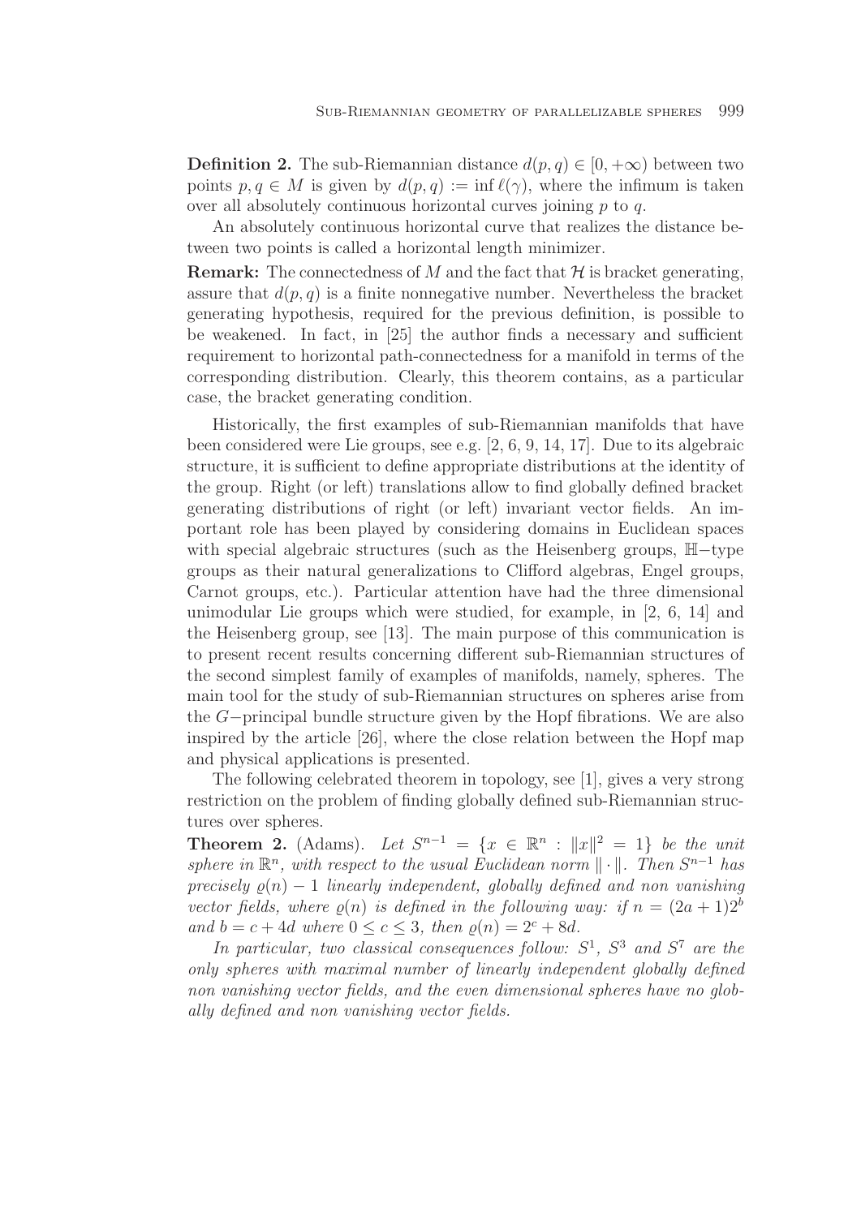**Definition 2.** The sub-Riemannian distance $d(p, q) \in [0, +\infty)$ between two points $p, q \in M$ is given by $d(p, q) := \inf \ell(\gamma)$, where the infimum is taken over all absolutely continuous horizontal curves joining $p$ to $q$.

An absolutely continuous horizontal curve that realizes the distance between two points is called a horizontal length minimizer.

**Remark:** The connectedness of $M$ and the fact that $\mathcal{H}$ is bracket generating, assure that $d(p, q)$ is a finite nonnegative number. Nevertheless the bracket generating hypothesis, required for the previous definition, is possible to be weakened. In fact, in [25] the author finds a necessary and sufficient requirement to horizontal path-connectedness for a manifold in terms of the corresponding distribution. Clearly, this theorem contains, as a particular case, the bracket generating condition.

Historically, the first examples of sub-Riemannian manifolds that have been considered were Lie groups, see e.g. [2, 6, 9, 14, 17]. Due to its algebraic structure, it is sufficient to define appropriate distributions at the identity of the group. Right (or left) translations allow to find globally defined bracket generating distributions of right (or left) invariant vector fields. An important role has been played by considering domains in Euclidean spaces with special algebraic structures (such as the Heisenberg groups, $\mathbb{H}-$type groups as their natural generalizations to Clifford algebras, Engel groups, Carnot groups, etc.). Particular attention have had the three dimensional unimodular Lie groups which were studied, for example, in [2, 6, 14] and the Heisenberg group, see [13]. The main purpose of this communication is to present recent results concerning different sub-Riemannian structures of the second simplest family of examples of manifolds, namely, spheres. The main tool for the study of sub-Riemannian structures on spheres arise from the $G-$principal bundle structure given by the Hopf fibrations. We are also inspired by the article [26], where the close relation between the Hopf map and physical applications is presented.

The following celebrated theorem in topology, see [1], gives a very strong restriction on the problem of finding globally defined sub-Riemannian structures over spheres.

**Theorem 2.** (Adams). *Let $S^{n-1} = \{x \in \mathbb{R}^n : \|x\|^2 = 1\}$ be the unit sphere in $\mathbb{R}^n$, with respect to the usual Euclidean norm $\|\cdot\|$. Then $S^{n-1}$ has precisely $\varrho(n) - 1$ linearly independent, globally defined and non vanishing vector fields, where $\varrho(n)$ is defined in the following way: if $n = (2a+1)2^b$ and $b = c + 4d$ where $0 \leq c \leq 3$, then $\varrho(n) = 2^c + 8d$.*

*In particular, two classical consequences follow: $S^1$, $S^3$ and $S^7$ are the only spheres with maximal number of linearly independent globally defined non vanishing vector fields, and the even dimensional spheres have no globally defined and non vanishing vector fields.*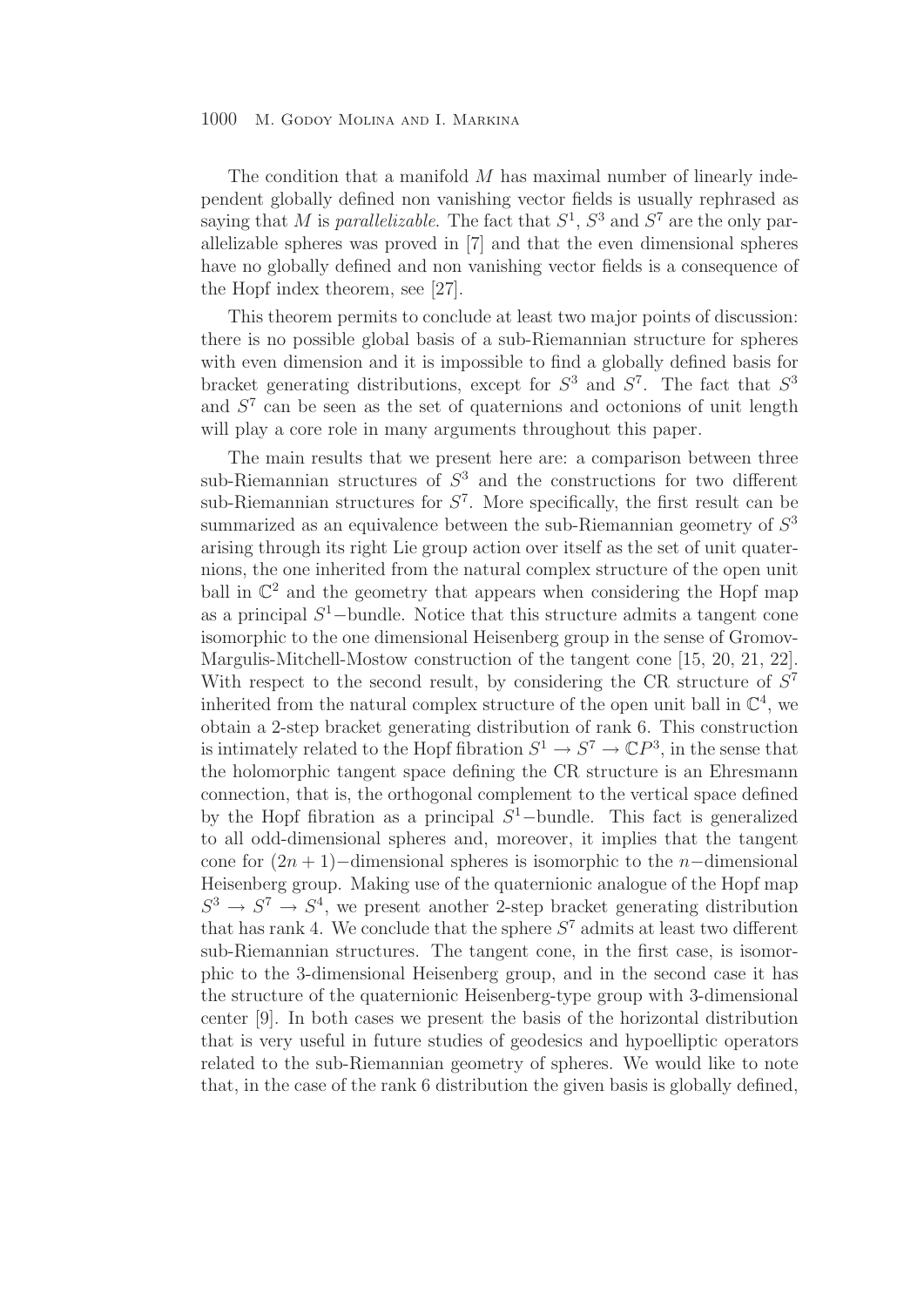The condition that a manifold $M$ has maximal number of linearly independent globally defined non vanishing vector fields is usually rephrased as saying that $M$ is *parallelizable*. The fact that $S^1$, $S^3$ and $S^7$ are the only parallelizable spheres was proved in [7] and that the even dimensional spheres have no globally defined and non vanishing vector fields is a consequence of the Hopf index theorem, see [27].

This theorem permits to conclude at least two major points of discussion: there is no possible global basis of a sub-Riemannian structure for spheres with even dimension and it is impossible to find a globally defined basis for bracket generating distributions, except for $S^3$ and $S^7$. The fact that $S^3$ and $S^7$ can be seen as the set of quaternions and octonions of unit length will play a core role in many arguments throughout this paper.

The main results that we present here are: a comparison between three sub-Riemannian structures of $S^3$ and the constructions for two different sub-Riemannian structures for $S^7$. More specifically, the first result can be summarized as an equivalence between the sub-Riemannian geometry of $S^3$ arising through its right Lie group action over itself as the set of unit quaternions, the one inherited from the natural complex structure of the open unit ball in $\mathbb{C}^2$ and the geometry that appears when considering the Hopf map as a principal $S^1-$bundle. Notice that this structure admits a tangent cone isomorphic to the one dimensional Heisenberg group in the sense of Gromov-Margulis-Mitchell-Mostow construction of the tangent cone [15, 20, 21, 22]. With respect to the second result, by considering the CR structure of $S^7$ inherited from the natural complex structure of the open unit ball in $\mathbb{C}^4$, we obtain a 2-step bracket generating distribution of rank 6. This construction is intimately related to the Hopf fibration $S^1 \to S^7 \to \mathbb{C}P^3$, in the sense that the holomorphic tangent space defining the CR structure is an Ehresmann connection, that is, the orthogonal complement to the vertical space defined by the Hopf fibration as a principal $S^1-$bundle. This fact is generalized to all odd-dimensional spheres and, moreover, it implies that the tangent cone for $(2n+1)-$dimensional spheres is isomorphic to the $n-$dimensional Heisenberg group. Making use of the quaternionic analogue of the Hopf map $S^3 \to S^7 \to S^4$, we present another 2-step bracket generating distribution that has rank 4. We conclude that the sphere $S^7$ admits at least two different sub-Riemannian structures. The tangent cone, in the first case, is isomorphic to the 3-dimensional Heisenberg group, and in the second case it has the structure of the quaternionic Heisenberg-type group with 3-dimensional center [9]. In both cases we present the basis of the horizontal distribution that is very useful in future studies of geodesics and hypoelliptic operators related to the sub-Riemannian geometry of spheres. We would like to note that, in the case of the rank 6 distribution the given basis is globally defined,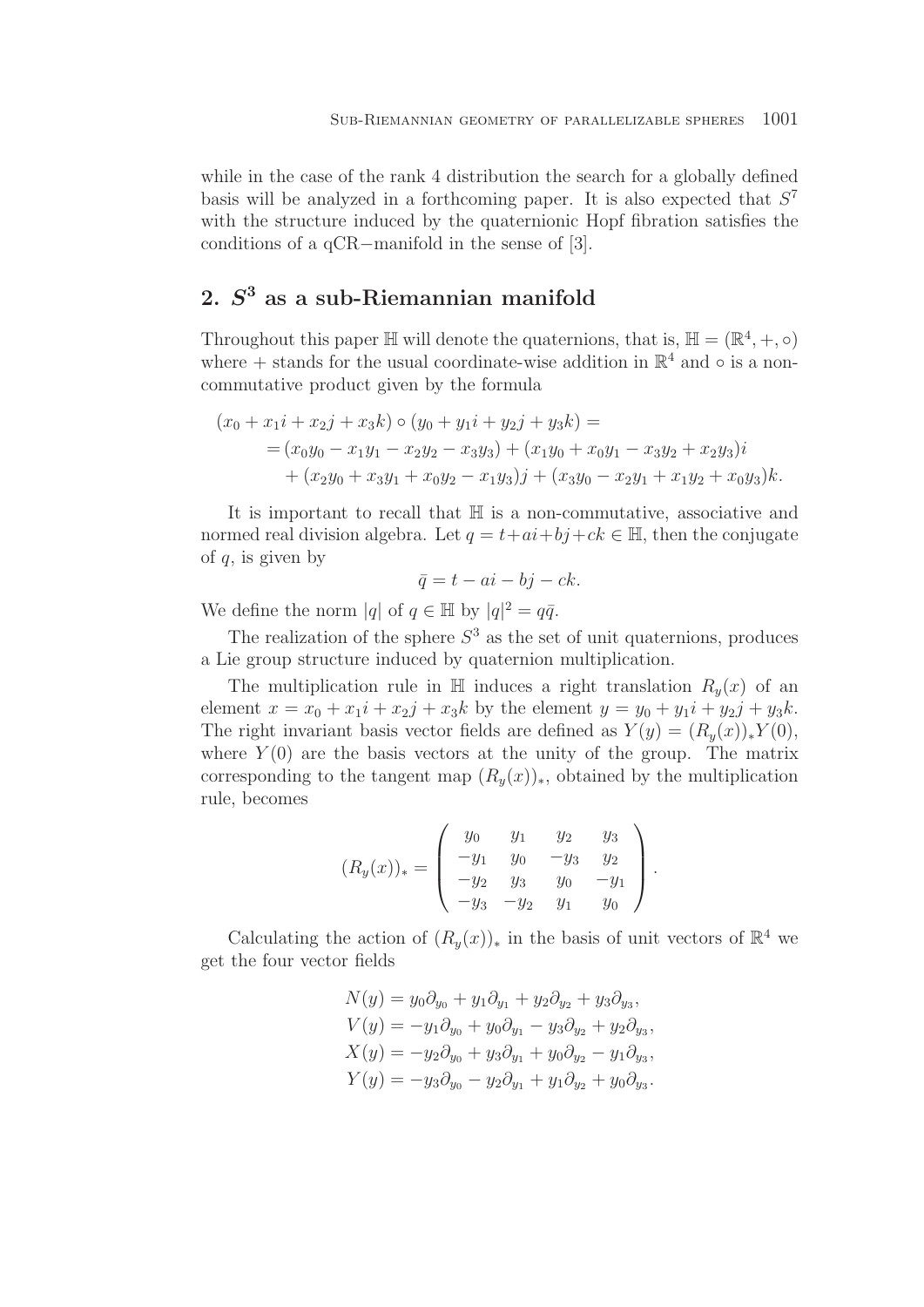while in the case of the rank 4 distribution the search for a globally defined basis will be analyzed in a forthcoming paper. It is also expected that $S^7$ with the structure induced by the quaternionic Hopf fibration satisfies the conditions of a qCR−manifold in the sense of [3].

## 2. $S^3$ as a sub-Riemannian manifold

Throughout this paper $\mathbb{H}$ will denote the quaternions, that is, $\mathbb{H} = (\mathbb{R}^4, +, \circ)$ where $+$ stands for the usual coordinate-wise addition in $\mathbb{R}^4$ and $\circ$ is a non-commutative product given by the formula

$$
\begin{aligned}
(x_0 + x_1 i + x_2 j + x_3 k) \circ (y_0 + y_1 i + y_2 j + y_3 k) = \\
= (x_0 y_0 - x_1 y_1 - x_2 y_2 - x_3 y_3) + (x_1 y_0 + x_0 y_1 - x_3 y_2 + x_2 y_3) i \\
+ (x_2 y_0 + x_3 y_1 + x_0 y_2 - x_1 y_3) j + (x_3 y_0 - x_2 y_1 + x_1 y_2 + x_0 y_3) k.
\end{aligned}
$$

It is important to recall that $\mathbb{H}$ is a non-commutative, associative and normed real division algebra. Let $q = t + ai + bj + ck \in \mathbb{H}$, then the conjugate of $q$, is given by

$$
\bar{q} = t - ai - bj - ck.
$$

We define the norm $|q|$ of $q \in \mathbb{H}$ by $|q|^2 = q\bar{q}$.

The realization of the sphere $S^3$ as the set of unit quaternions, produces a Lie group structure induced by quaternion multiplication.

The multiplication rule in $\mathbb{H}$ induces a right translation $R_y(x)$ of an element $x = x_0 + x_1 i + x_2 j + x_3 k$ by the element $y = y_0 + y_1 i + y_2 j + y_3 k$. The right invariant basis vector fields are defined as $Y(y) = (R_y(x))_* Y(0)$, where $Y(0)$ are the basis vectors at the unity of the group. The matrix corresponding to the tangent map $(R_y(x))_*$, obtained by the multiplication rule, becomes

$$
(R_y(x))_* = \begin{pmatrix} y_0 & y_1 & y_2 & y_3 \\ -y_1 & y_0 & -y_3 & y_2 \\ -y_2 & y_3 & y_0 & -y_1 \\ -y_3 & -y_2 & y_1 & y_0 \end{pmatrix}.
$$

Calculating the action of $(R_y(x))_*$ in the basis of unit vectors of $\mathbb{R}^4$ we get the four vector fields

$$
\begin{aligned}
N(y) &= y_0 \partial_{y_0} + y_1 \partial_{y_1} + y_2 \partial_{y_2} + y_3 \partial_{y_3}, \\
V(y) &= -y_1 \partial_{y_0} + y_0 \partial_{y_1} - y_3 \partial_{y_2} + y_2 \partial_{y_3}, \\
X(y) &= -y_2 \partial_{y_0} + y_3 \partial_{y_1} + y_0 \partial_{y_2} - y_1 \partial_{y_3}, \\
Y(y) &= -y_3 \partial_{y_0} - y_2 \partial_{y_1} + y_1 \partial_{y_2} + y_0 \partial_{y_3}.
\end{aligned}
$$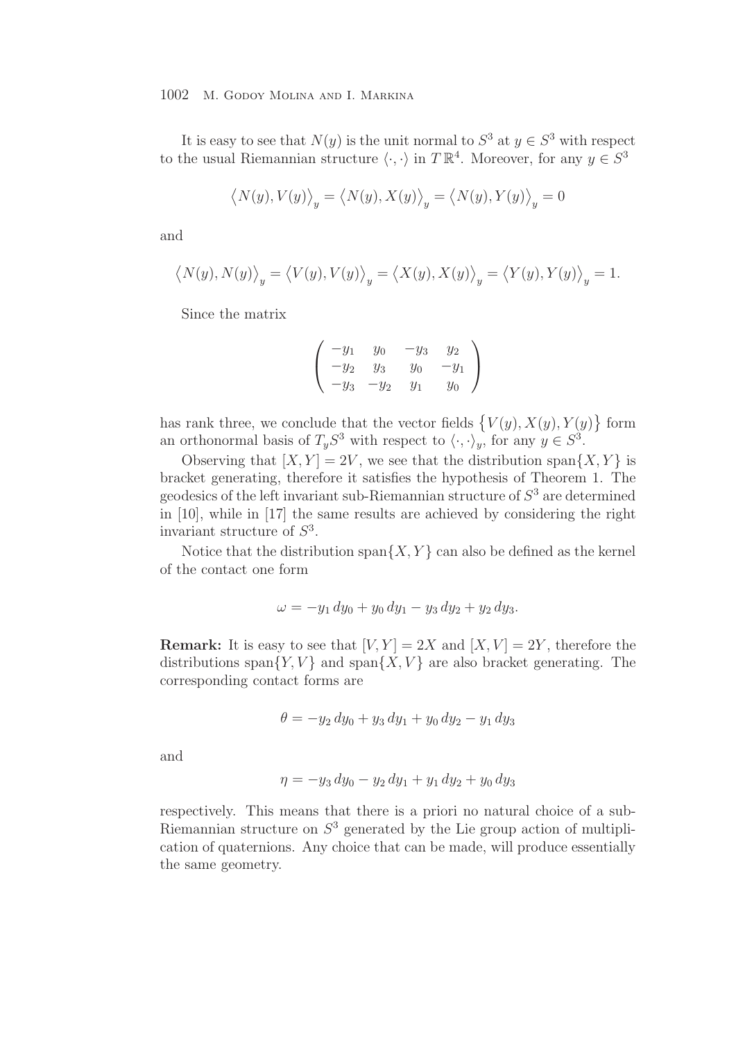It is easy to see that $N(y)$ is the unit normal to $S^3$ at $y \in S^3$ with respect to the usual Riemannian structure $\langle \cdot, \cdot \rangle$ in $T\,\mathbb{R}^4$. Moreover, for any $y \in S^3$

$$\big\langle N(y), V(y) \big\rangle_y = \big\langle N(y), X(y) \big\rangle_y = \big\langle N(y), Y(y) \big\rangle_y = 0$$

and

$$\big\langle N(y), N(y) \big\rangle_y = \big\langle V(y), V(y) \big\rangle_y = \big\langle X(y), X(y) \big\rangle_y = \big\langle Y(y), Y(y) \big\rangle_y = 1.$$

Since the matrix

$$\begin{pmatrix} -y_1 & y_0 & -y_3 & y_2 \\ -y_2 & y_3 & y_0 & -y_1 \\ -y_3 & -y_2 & y_1 & y_0 \end{pmatrix}$$

has rank three, we conclude that the vector fields $\{V(y), X(y), Y(y)\}$ form an orthonormal basis of $T_y S^3$ with respect to $\langle \cdot, \cdot \rangle_y$, for any $y \in S^3$.

Observing that $[X, Y] = 2V$, we see that the distribution $\operatorname{span}\{X, Y\}$ is bracket generating, therefore it satisfies the hypothesis of Theorem 1. The geodesics of the left invariant sub-Riemannian structure of $S^3$ are determined in [10], while in [17] the same results are achieved by considering the right invariant structure of $S^3$.

Notice that the distribution $\operatorname{span}\{X, Y\}$ can also be defined as the kernel of the contact one form

$$\omega = -y_1\, dy_0 + y_0\, dy_1 - y_3\, dy_2 + y_2\, dy_3.$$

**Remark:** It is easy to see that $[V, Y] = 2X$ and $[X, V] = 2Y$, therefore the distributions $\operatorname{span}\{Y, V\}$ and $\operatorname{span}\{X, V\}$ are also bracket generating. The corresponding contact forms are

$$\theta = -y_2\, dy_0 + y_3\, dy_1 + y_0\, dy_2 - y_1\, dy_3$$

and

$$\eta = -y_3\, dy_0 - y_2\, dy_1 + y_1\, dy_2 + y_0\, dy_3$$

respectively. This means that there is a priori no natural choice of a sub-Riemannian structure on $S^3$ generated by the Lie group action of multiplication of quaternions. Any choice that can be made, will produce essentially the same geometry.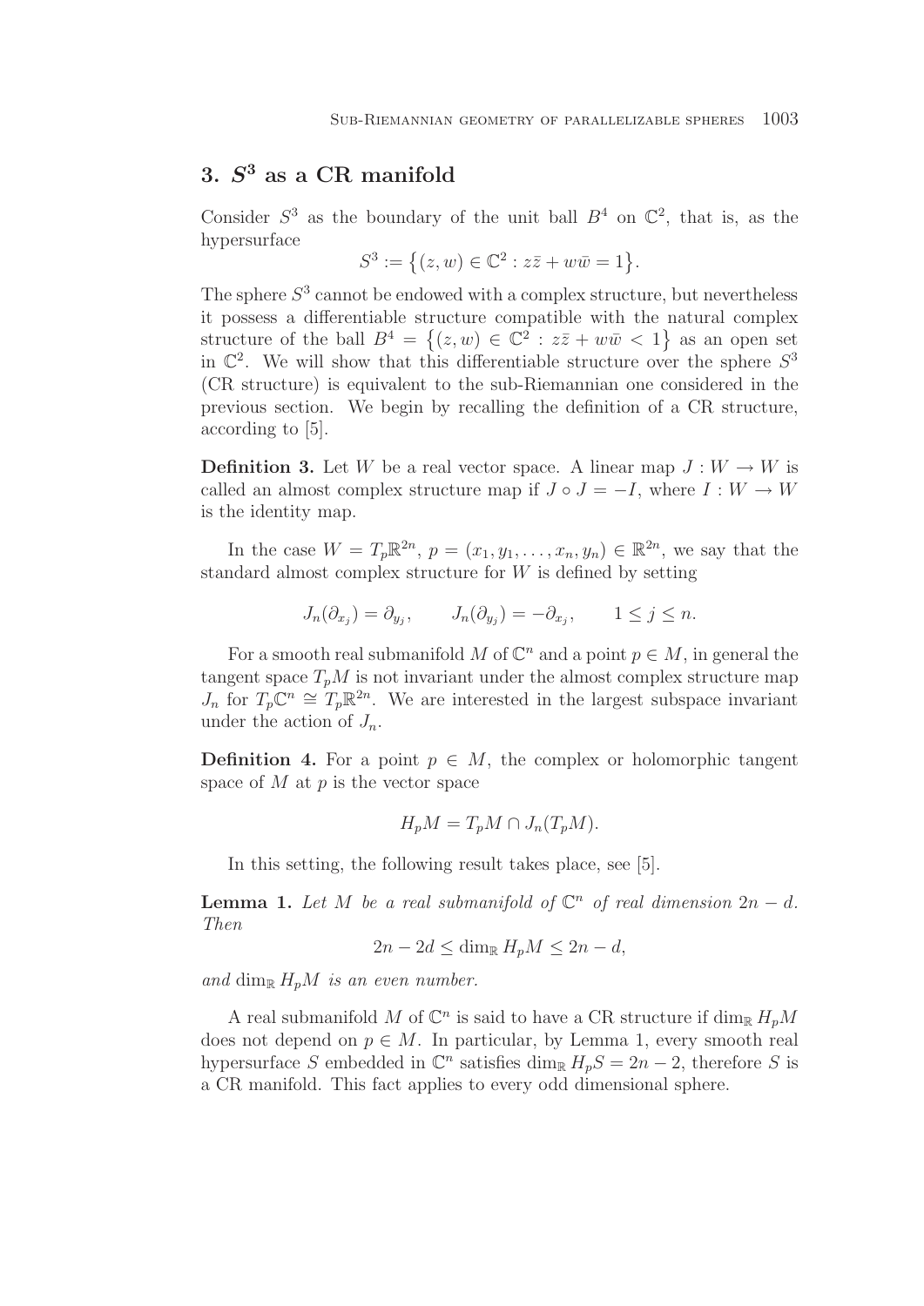## 3. $S^3$ as a CR manifold

Consider $S^3$ as the boundary of the unit ball $B^4$ on $\mathbb{C}^2$, that is, as the hypersurface

$$S^3 := \{(z,w) \in \mathbb{C}^2 : z\bar{z} + w\bar{w} = 1\}.$$

The sphere $S^3$ cannot be endowed with a complex structure, but nevertheless it possess a differentiable structure compatible with the natural complex structure of the ball $B^4 = \{(z,w) \in \mathbb{C}^2 : z\bar{z} + w\bar{w} < 1\}$ as an open set in $\mathbb{C}^2$. We will show that this differentiable structure over the sphere $S^3$ (CR structure) is equivalent to the sub-Riemannian one considered in the previous section. We begin by recalling the definition of a CR structure, according to [5].

**Definition 3.** Let $W$ be a real vector space. A linear map $J : W \to W$ is called an almost complex structure map if $J \circ J = -I$, where $I : W \to W$ is the identity map.

In the case $W = T_p\mathbb{R}^{2n}$, $p = (x_1, y_1, \dots, x_n, y_n) \in \mathbb{R}^{2n}$, we say that the standard almost complex structure for $W$ is defined by setting

$$J_n(\partial_{x_j}) = \partial_{y_j}, \qquad J_n(\partial_{y_j}) = -\partial_{x_j}, \qquad 1 \le j \le n.$$

For a smooth real submanifold $M$ of $\mathbb{C}^n$ and a point $p \in M$, in general the tangent space $T_pM$ is not invariant under the almost complex structure map $J_n$ for $T_p\mathbb{C}^n \cong T_p\mathbb{R}^{2n}$. We are interested in the largest subspace invariant under the action of $J_n$.

**Definition 4.** For a point $p \in M$, the complex or holomorphic tangent space of $M$ at $p$ is the vector space

$$H_pM = T_pM \cap J_n(T_pM).$$

In this setting, the following result takes place, see [5].

**Lemma 1.** *Let $M$ be a real submanifold of $\mathbb{C}^n$ of real dimension $2n - d$. Then*

$$2n - 2d \le \dim_{\mathbb{R}} H_pM \le 2n - d,$$

*and $\dim_{\mathbb{R}} H_pM$ is an even number.*

A real submanifold $M$ of $\mathbb{C}^n$ is said to have a CR structure if $\dim_{\mathbb{R}} H_pM$ does not depend on $p \in M$. In particular, by Lemma 1, every smooth real hypersurface $S$ embedded in $\mathbb{C}^n$ satisfies $\dim_{\mathbb{R}} H_pS = 2n - 2$, therefore $S$ is a CR manifold. This fact applies to every odd dimensional sphere.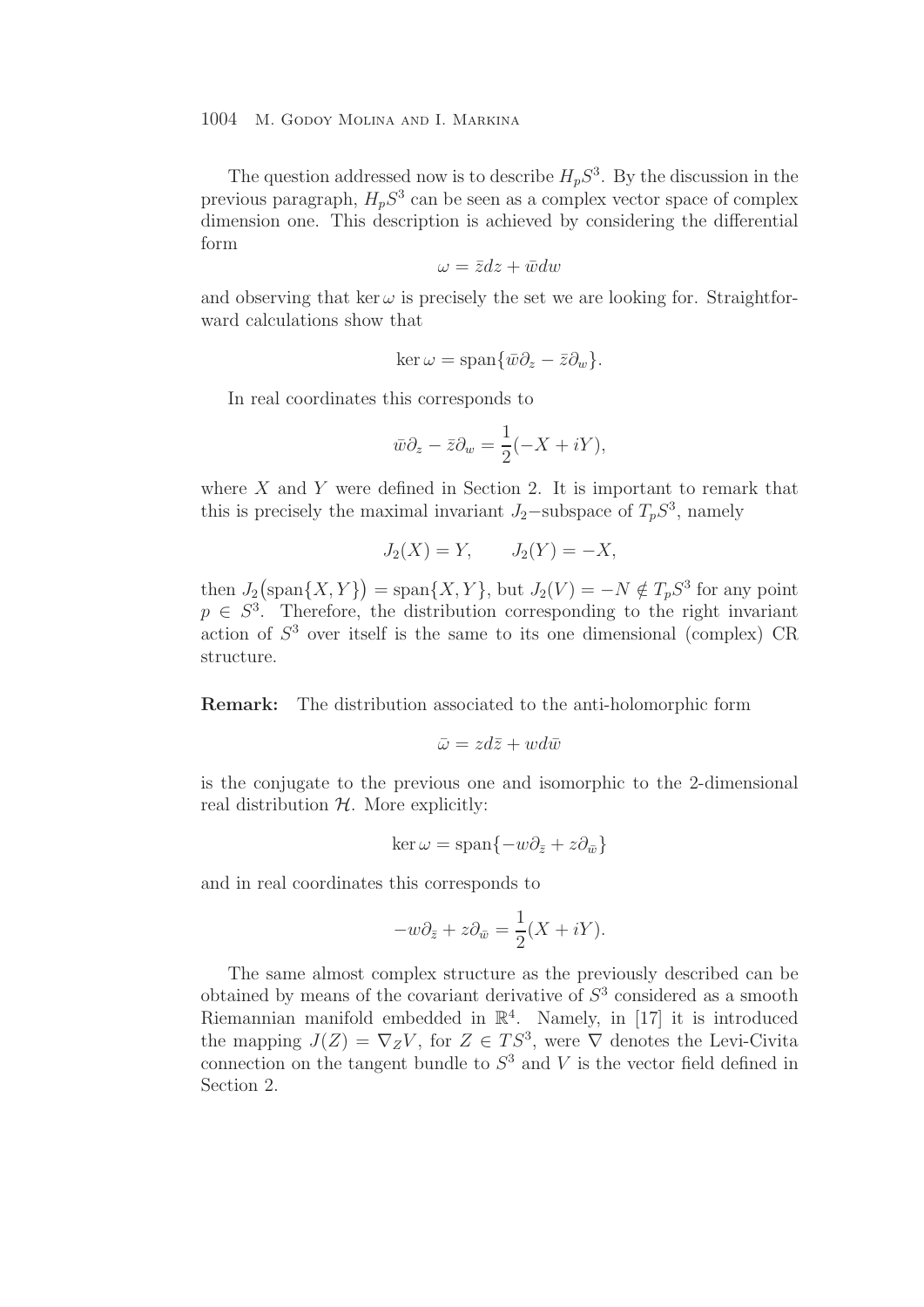The question addressed now is to describe $H_pS^3$. By the discussion in the previous paragraph, $H_pS^3$ can be seen as a complex vector space of complex dimension one. This description is achieved by considering the differential form

$$\omega = \bar{z}dz + \bar{w}dw$$

and observing that $\ker \omega$ is precisely the set we are looking for. Straightforward calculations show that

$$\ker \omega = \operatorname{span}\{\bar{w}\partial_z - \bar{z}\partial_w\}.$$

In real coordinates this corresponds to

$$\bar{w}\partial_z - \bar{z}\partial_w = \frac{1}{2}(-X + iY),$$

where $X$ and $Y$ were defined in Section 2. It is important to remark that this is precisely the maximal invariant $J_2$−subspace of $T_pS^3$, namely

$$J_2(X) = Y, \qquad J_2(Y) = -X,$$

then $J_2\big(\operatorname{span}\{X, Y\}\big) = \operatorname{span}\{X, Y\}$, but $J_2(V) = -N \notin T_pS^3$ for any point $p \in S^3$. Therefore, the distribution corresponding to the right invariant action of $S^3$ over itself is the same to its one dimensional (complex) CR structure.

**Remark:** The distribution associated to the anti-holomorphic form

$$\bar{\omega} = zd\bar{z} + wd\bar{w}$$

is the conjugate to the previous one and isomorphic to the 2-dimensional real distribution $\mathcal{H}$. More explicitly:

$$\ker \omega = \operatorname{span}\{-w\partial_{\bar{z}} + z\partial_{\bar{w}}\}$$

and in real coordinates this corresponds to

$$-w\partial_{\bar{z}} + z\partial_{\bar{w}} = \frac{1}{2}(X + iY).$$

The same almost complex structure as the previously described can be obtained by means of the covariant derivative of $S^3$ considered as a smooth Riemannian manifold embedded in $\mathbb{R}^4$. Namely, in [17] it is introduced the mapping $J(Z) = \nabla_Z V$, for $Z \in TS^3$, were $\nabla$ denotes the Levi-Civita connection on the tangent bundle to $S^3$ and $V$ is the vector field defined in Section 2.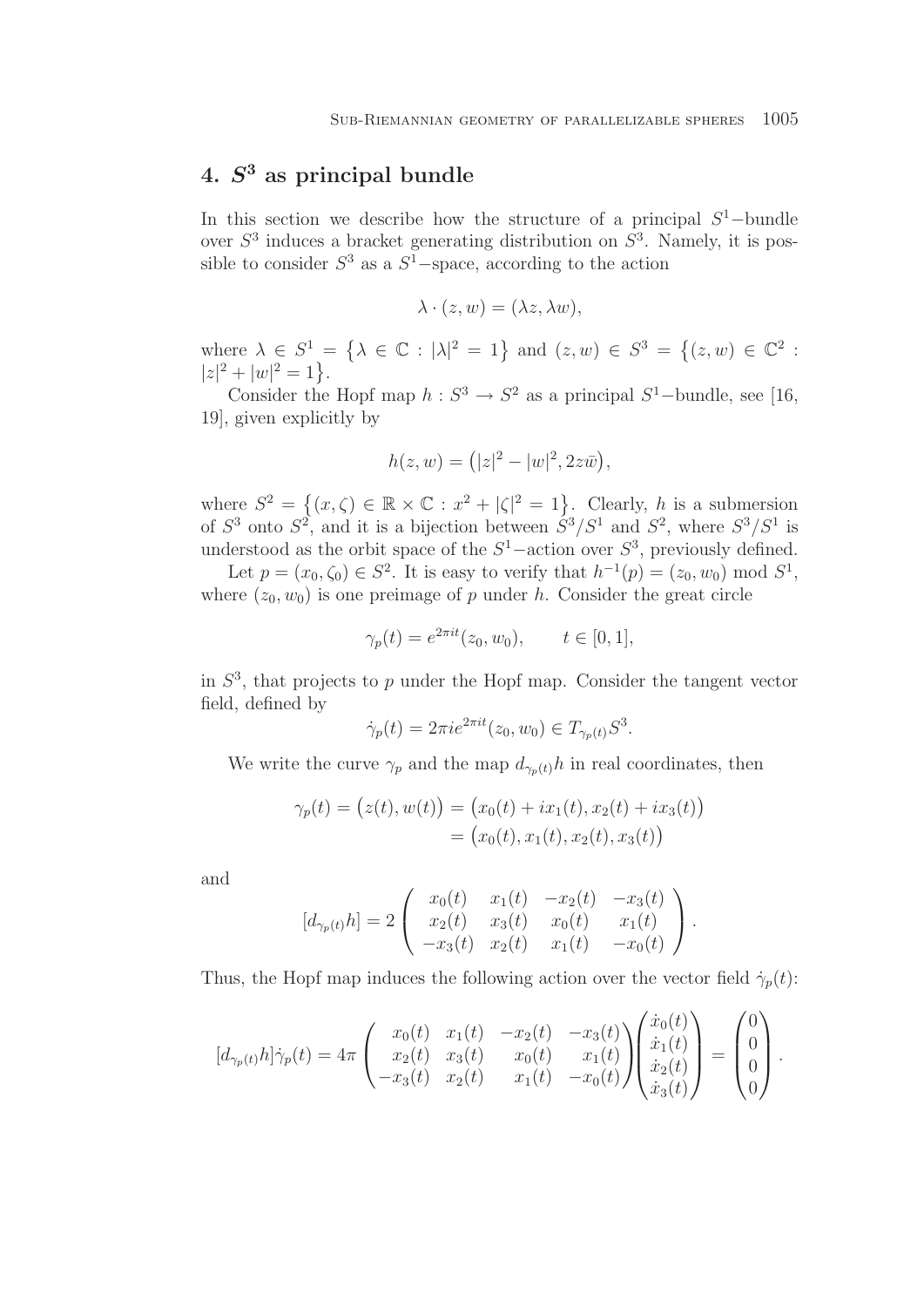## 4. $S^3$ as principal bundle

In this section we describe how the structure of a principal $S^1-$bundle over $S^3$ induces a bracket generating distribution on $S^3$. Namely, it is possible to consider $S^3$ as a $S^1-$space, according to the action

$$\lambda \cdot (z, w) = (\lambda z, \lambda w),$$

where $\lambda \in S^1 = \{\lambda \in \mathbb{C} : |\lambda|^2 = 1\}$ and $(z, w) \in S^3 = \{(z, w) \in \mathbb{C}^2 : |z|^2 + |w|^2 = 1\}$.

Consider the Hopf map $h : S^3 \to S^2$ as a principal $S^1-$bundle, see [16, 19], given explicitly by

$$h(z, w) = \big(|z|^2 - |w|^2, 2z\bar{w}\big),$$

where $S^2 = \{(x, \zeta) \in \mathbb{R} \times \mathbb{C} : x^2 + |\zeta|^2 = 1\}$. Clearly, $h$ is a submersion of $S^3$ onto $S^2$, and it is a bijection between $S^3/S^1$ and $S^2$, where $S^3/S^1$ is understood as the orbit space of the $S^1-$action over $S^3$, previously defined.

Let $p = (x_0, \zeta_0) \in S^2$. It is easy to verify that $h^{-1}(p) = (z_0, w_0) \bmod S^1$, where $(z_0, w_0)$ is one preimage of $p$ under $h$. Consider the great circle

$$\gamma_p(t) = e^{2\pi i t}(z_0, w_0), \qquad t \in [0, 1],$$

in $S^3$, that projects to $p$ under the Hopf map. Consider the tangent vector field, defined by

$$\dot{\gamma}_p(t) = 2\pi i e^{2\pi i t}(z_0, w_0) \in T_{\gamma_p(t)} S^3.$$

We write the curve $\gamma_p$ and the map $d_{\gamma_p(t)}h$ in real coordinates, then

$$\begin{aligned}\gamma_p(t) = \big(z(t), w(t)\big) &= \big(x_0(t) + ix_1(t), x_2(t) + ix_3(t)\big) \\ &= \big(x_0(t), x_1(t), x_2(t), x_3(t)\big)\end{aligned}$$

and

$$[d_{\gamma_p(t)}h] = 2 \begin{pmatrix} x_0(t) & x_1(t) & -x_2(t) & -x_3(t) \\ x_2(t) & x_3(t) & x_0(t) & x_1(t) \\ -x_3(t) & x_2(t) & x_1(t) & -x_0(t) \end{pmatrix}.$$

Thus, the Hopf map induces the following action over the vector field $\dot{\gamma}_p(t)$:

$$[d_{\gamma_p(t)}h]\dot{\gamma}_p(t) = 4\pi \begin{pmatrix} x_0(t) & x_1(t) & -x_2(t) & -x_3(t) \\ x_2(t) & x_3(t) & x_0(t) & x_1(t) \\ -x_3(t) & x_2(t) & x_1(t) & -x_0(t) \end{pmatrix} \begin{pmatrix} \dot{x}_0(t) \\ \dot{x}_1(t) \\ \dot{x}_2(t) \\ \dot{x}_3(t) \end{pmatrix} = \begin{pmatrix} 0 \\ 0 \\ 0 \\ 0 \end{pmatrix}.$$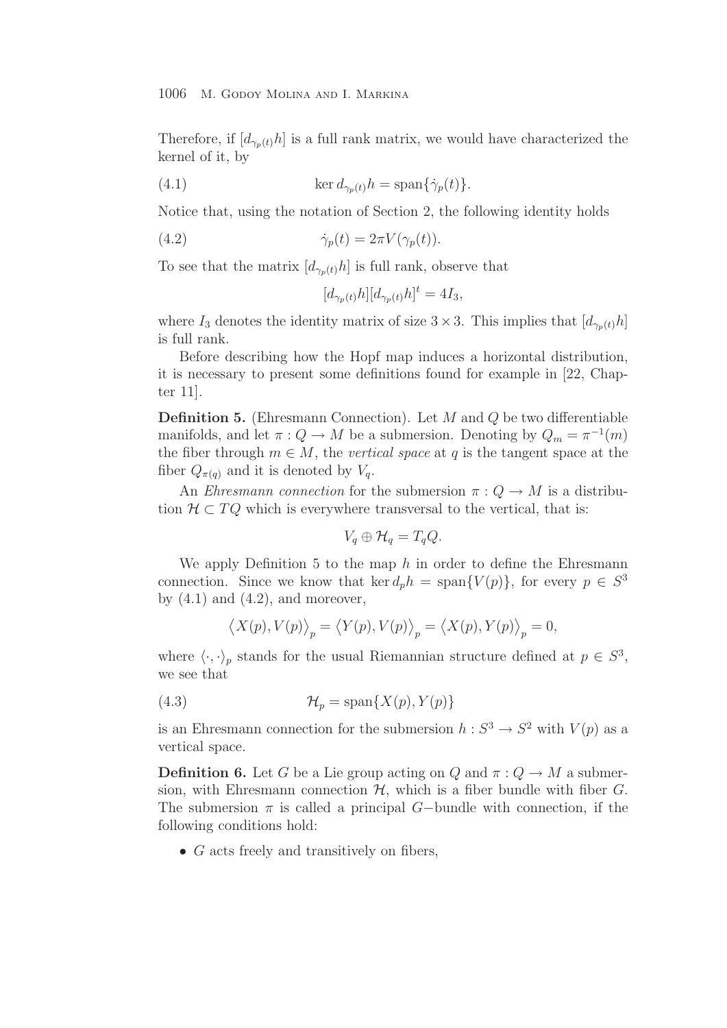Therefore, if $[d_{\gamma_p(t)}h]$ is a full rank matrix, we would have characterized the kernel of it, by

$$\ker d_{\gamma_p(t)}h = \operatorname{span}\{\dot{\gamma}_p(t)\}. \tag{4.1}$$

Notice that, using the notation of Section 2, the following identity holds

$$\dot{\gamma}_p(t) = 2\pi V(\gamma_p(t)). \tag{4.2}$$

To see that the matrix $[d_{\gamma_p(t)}h]$ is full rank, observe that

$$[d_{\gamma_p(t)}h][d_{\gamma_p(t)}h]^t = 4I_3,$$

where $I_3$ denotes the identity matrix of size $3 \times 3$. This implies that $[d_{\gamma_p(t)}h]$ is full rank.

Before describing how the Hopf map induces a horizontal distribution, it is necessary to present some definitions found for example in [22, Chapter 11].

**Definition 5.** (Ehresmann Connection). Let $M$ and $Q$ be two differentiable manifolds, and let $\pi : Q \to M$ be a submersion. Denoting by $Q_m = \pi^{-1}(m)$ the fiber through $m \in M$, the *vertical space* at $q$ is the tangent space at the fiber $Q_{\pi(q)}$ and it is denoted by $V_q$.

An *Ehresmann connection* for the submersion $\pi : Q \to M$ is a distribution $\mathcal{H} \subset TQ$ which is everywhere transversal to the vertical, that is:

$$V_q \oplus \mathcal{H}_q = T_qQ.$$

We apply Definition 5 to the map $h$ in order to define the Ehresmann connection. Since we know that $\ker d_ph = \operatorname{span}\{V(p)\}$, for every $p \in S^3$ by (4.1) and (4.2), and moreover,

$$\big\langle X(p), V(p)\big\rangle_p = \big\langle Y(p), V(p)\big\rangle_p = \big\langle X(p), Y(p)\big\rangle_p = 0,$$

where $\langle \cdot, \cdot \rangle_p$ stands for the usual Riemannian structure defined at $p \in S^3$, we see that

$$\mathcal{H}_p = \operatorname{span}\{X(p), Y(p)\} \tag{4.3}$$

is an Ehresmann connection for the submersion $h : S^3 \to S^2$ with $V(p)$ as a vertical space.

**Definition 6.** Let $G$ be a Lie group acting on $Q$ and $\pi : Q \to M$ a submersion, with Ehresmann connection $\mathcal{H}$, which is a fiber bundle with fiber $G$. The submersion $\pi$ is called a principal $G-$bundle with connection, if the following conditions hold:

- $G$ acts freely and transitively on fibers,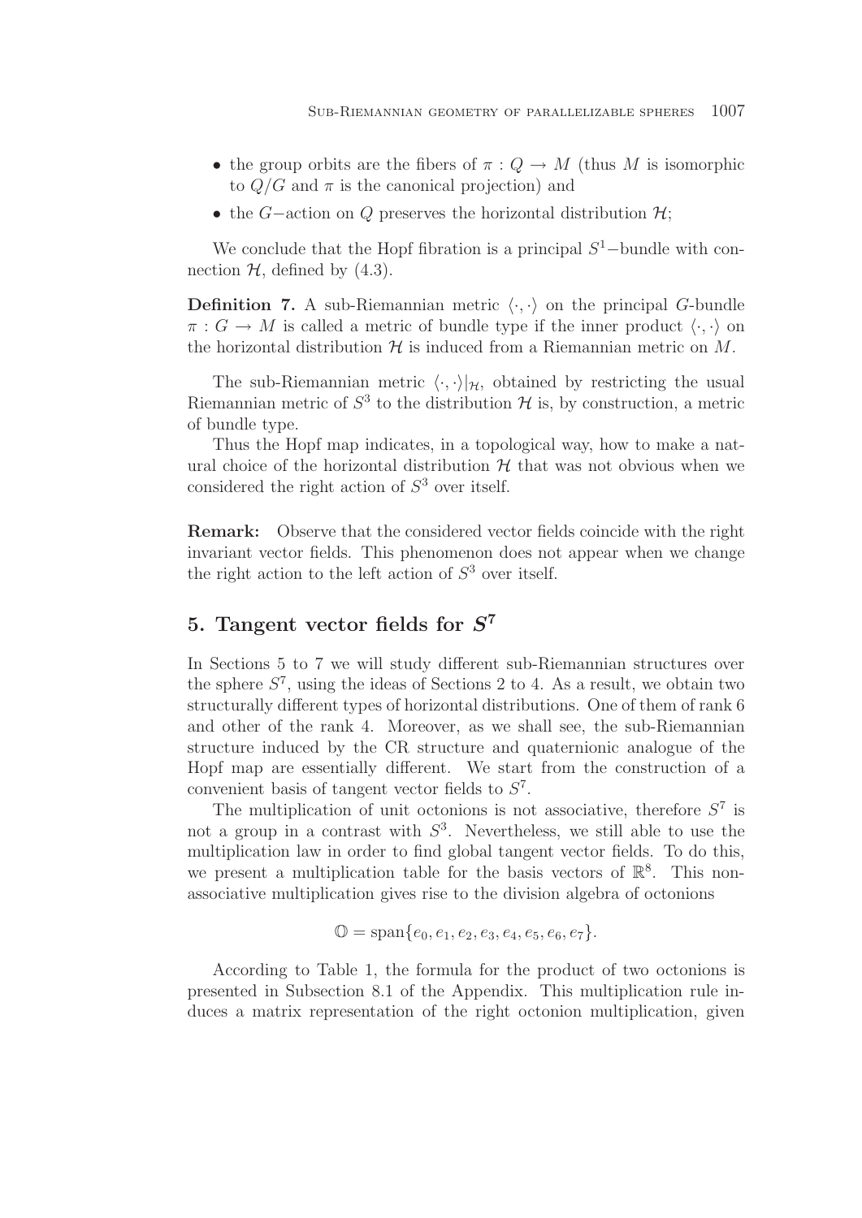- the group orbits are the fibers of $\pi : Q \to M$ (thus $M$ is isomorphic to $Q/G$ and $\pi$ is the canonical projection) and
- the $G-$action on $Q$ preserves the horizontal distribution $\mathcal{H}$;

We conclude that the Hopf fibration is a principal $S^1-$bundle with connection $\mathcal{H}$, defined by (4.3).

**Definition 7.** A sub-Riemannian metric $\langle \cdot, \cdot \rangle$ on the principal $G$-bundle $\pi : G \to M$ is called a metric of bundle type if the inner product $\langle \cdot, \cdot \rangle$ on the horizontal distribution $\mathcal{H}$ is induced from a Riemannian metric on $M$.

The sub-Riemannian metric $\langle \cdot, \cdot \rangle|_{\mathcal{H}}$, obtained by restricting the usual Riemannian metric of $S^3$ to the distribution $\mathcal{H}$ is, by construction, a metric of bundle type.

Thus the Hopf map indicates, in a topological way, how to make a natural choice of the horizontal distribution $\mathcal{H}$ that was not obvious when we considered the right action of $S^3$ over itself.

**Remark:** Observe that the considered vector fields coincide with the right invariant vector fields. This phenomenon does not appear when we change the right action to the left action of $S^3$ over itself.

## 5. Tangent vector fields for $S^7$

In Sections 5 to 7 we will study different sub-Riemannian structures over the sphere $S^7$, using the ideas of Sections 2 to 4. As a result, we obtain two structurally different types of horizontal distributions. One of them of rank 6 and other of the rank 4. Moreover, as we shall see, the sub-Riemannian structure induced by the CR structure and quaternionic analogue of the Hopf map are essentially different. We start from the construction of a convenient basis of tangent vector fields to $S^7$.

The multiplication of unit octonions is not associative, therefore $S^7$ is not a group in a contrast with $S^3$. Nevertheless, we still able to use the multiplication law in order to find global tangent vector fields. To do this, we present a multiplication table for the basis vectors of $\mathbb{R}^8$. This non-associative multiplication gives rise to the division algebra of octonions

$$\mathbb{O} = \mathrm{span}\{e_0, e_1, e_2, e_3, e_4, e_5, e_6, e_7\}.$$

According to Table 1, the formula for the product of two octonions is presented in Subsection 8.1 of the Appendix. This multiplication rule induces a matrix representation of the right octonion multiplication, given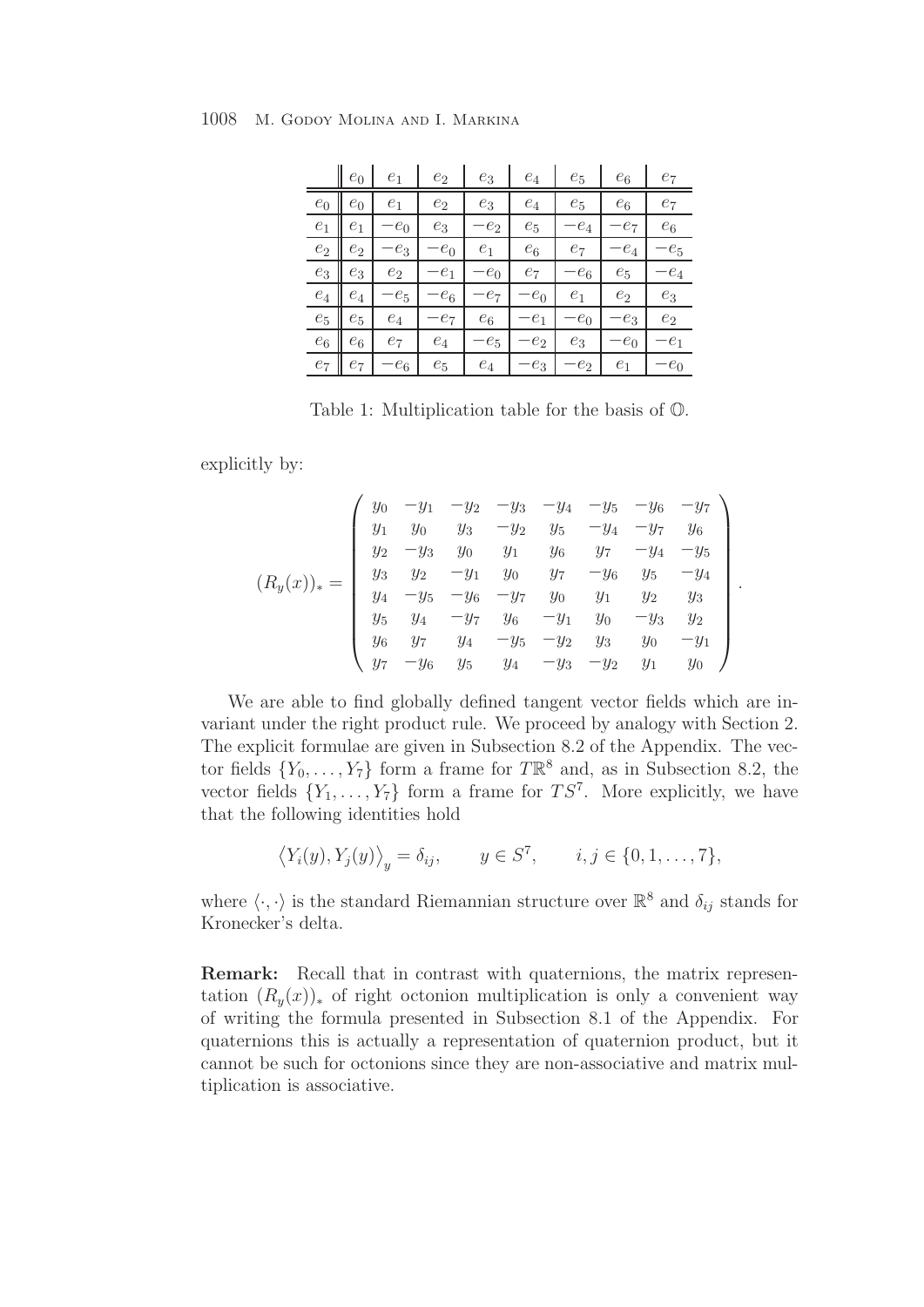|  | $e_0$ | $e_1$ | $e_2$ | $e_3$ | $e_4$ | $e_5$ | $e_6$ | $e_7$ |
|---|---|---|---|---|---|---|---|---|
| $e_0$ | $e_0$ | $e_1$ | $e_2$ | $e_3$ | $e_4$ | $e_5$ | $e_6$ | $e_7$ |
| $e_1$ | $e_1$ | $-e_0$ | $e_3$ | $-e_2$ | $e_5$ | $-e_4$ | $-e_7$ | $e_6$ |
| $e_2$ | $e_2$ | $-e_3$ | $-e_0$ | $e_1$ | $e_6$ | $e_7$ | $-e_4$ | $-e_5$ |
| $e_3$ | $e_3$ | $e_2$ | $-e_1$ | $-e_0$ | $e_7$ | $-e_6$ | $e_5$ | $-e_4$ |
| $e_4$ | $e_4$ | $-e_5$ | $-e_6$ | $-e_7$ | $-e_0$ | $e_1$ | $e_2$ | $e_3$ |
| $e_5$ | $e_5$ | $e_4$ | $-e_7$ | $e_6$ | $-e_1$ | $-e_0$ | $-e_3$ | $e_2$ |
| $e_6$ | $e_6$ | $e_7$ | $e_4$ | $-e_5$ | $-e_2$ | $e_3$ | $-e_0$ | $-e_1$ |
| $e_7$ | $e_7$ | $-e_6$ | $e_5$ | $e_4$ | $-e_3$ | $-e_2$ | $e_1$ | $-e_0$ |

Table 1: Multiplication table for the basis of $\mathbb{O}$.

explicitly by:

$$
(R_y(x))_* = \begin{pmatrix}
y_0 & -y_1 & -y_2 & -y_3 & -y_4 & -y_5 & -y_6 & -y_7 \\
y_1 & y_0 & y_3 & -y_2 & y_5 & -y_4 & -y_7 & y_6 \\
y_2 & -y_3 & y_0 & y_1 & y_6 & y_7 & -y_4 & -y_5 \\
y_3 & y_2 & -y_1 & y_0 & y_7 & -y_6 & y_5 & -y_4 \\
y_4 & -y_5 & -y_6 & -y_7 & y_0 & y_1 & y_2 & y_3 \\
y_5 & y_4 & -y_7 & y_6 & -y_1 & y_0 & -y_3 & y_2 \\
y_6 & y_7 & y_4 & -y_5 & -y_2 & y_3 & y_0 & -y_1 \\
y_7 & -y_6 & y_5 & y_4 & -y_3 & -y_2 & y_1 & y_0
\end{pmatrix}.
$$

We are able to find globally defined tangent vector fields which are invariant under the right product rule. We proceed by analogy with Section 2. The explicit formulae are given in Subsection 8.2 of the Appendix. The vector fields $\{Y_0, \ldots, Y_7\}$ form a frame for $T\mathbb{R}^8$ and, as in Subsection 8.2, the vector fields $\{Y_1, \ldots, Y_7\}$ form a frame for $TS^7$. More explicitly, we have that the following identities hold

$$
\left\langle Y_i(y), Y_j(y) \right\rangle_y = \delta_{ij}, \qquad y \in S^7, \qquad i, j \in \{0, 1, \ldots, 7\},
$$

where $\langle \cdot, \cdot \rangle$ is the standard Riemannian structure over $\mathbb{R}^8$ and $\delta_{ij}$ stands for Kronecker's delta.

**Remark:** Recall that in contrast with quaternions, the matrix representation $(R_y(x))_*$ of right octonion multiplication is only a convenient way of writing the formula presented in Subsection 8.1 of the Appendix. For quaternions this is actually a representation of quaternion product, but it cannot be such for octonions since they are non-associative and matrix multiplication is associative.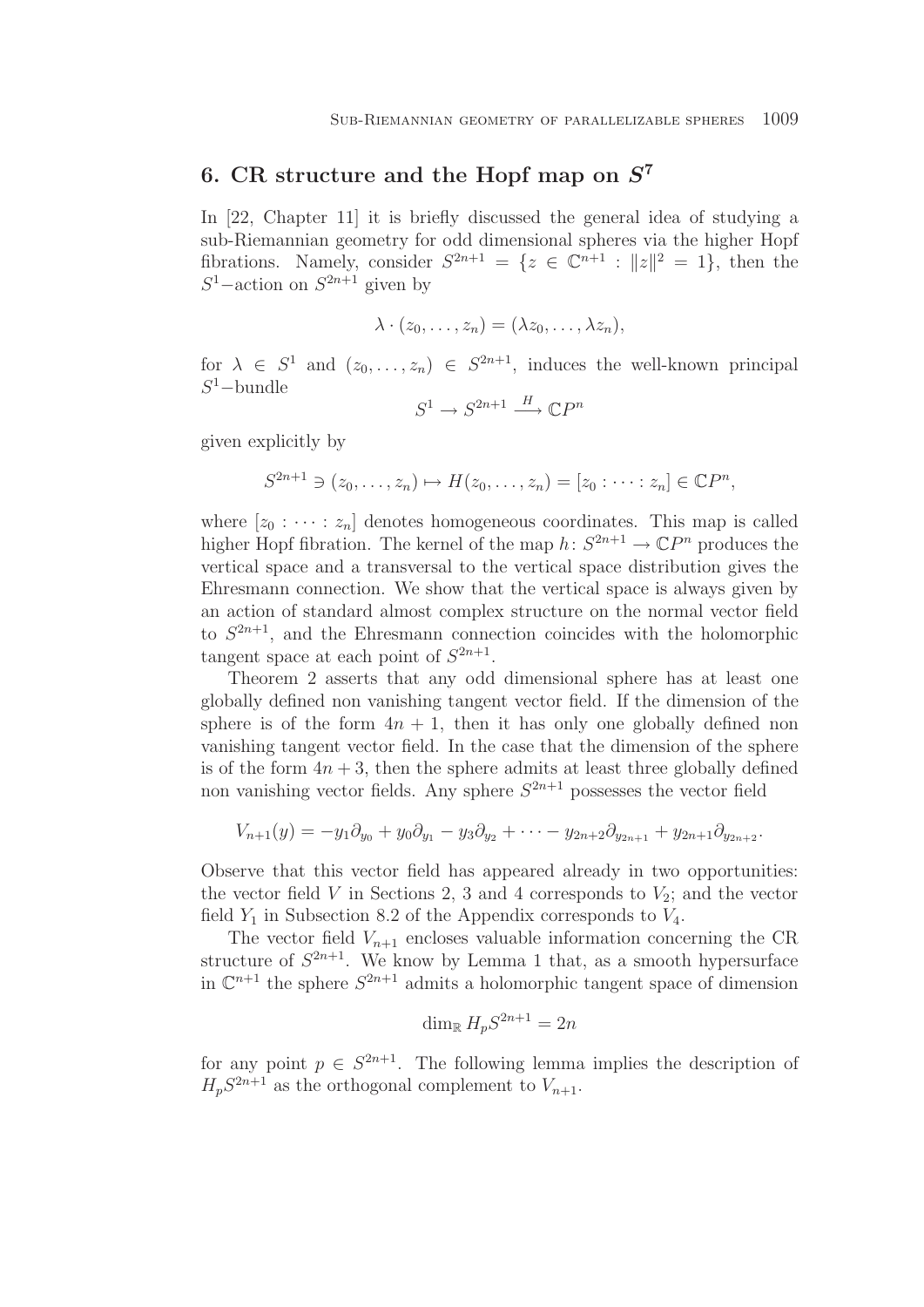## 6. CR structure and the Hopf map on $S^7$

In [22, Chapter 11] it is briefly discussed the general idea of studying a sub-Riemannian geometry for odd dimensional spheres via the higher Hopf fibrations. Namely, consider $S^{2n+1} = \{z \in \mathbb{C}^{n+1} : \|z\|^2 = 1\}$, then the $S^1$−action on $S^{2n+1}$ given by

$$\lambda \cdot (z_0, \dots, z_n) = (\lambda z_0, \dots, \lambda z_n),$$

for $\lambda \in S^1$ and $(z_0, \dots, z_n) \in S^{2n+1}$, induces the well-known principal $S^1$−bundle

$$S^1 \to S^{2n+1} \xrightarrow{H} \mathbb{C}P^n$$

given explicitly by

$$S^{2n+1} \ni (z_0, \dots, z_n) \mapsto H(z_0, \dots, z_n) = [z_0 : \dots : z_n] \in \mathbb{C}P^n,$$

where $[z_0 : \dots : z_n]$ denotes homogeneous coordinates. This map is called higher Hopf fibration. The kernel of the map $h \colon S^{2n+1} \to \mathbb{C}P^n$ produces the vertical space and a transversal to the vertical space distribution gives the Ehresmann connection. We show that the vertical space is always given by an action of standard almost complex structure on the normal vector field to $S^{2n+1}$, and the Ehresmann connection coincides with the holomorphic tangent space at each point of $S^{2n+1}$.

Theorem 2 asserts that any odd dimensional sphere has at least one globally defined non vanishing tangent vector field. If the dimension of the sphere is of the form $4n + 1$, then it has only one globally defined non vanishing tangent vector field. In the case that the dimension of the sphere is of the form $4n + 3$, then the sphere admits at least three globally defined non vanishing vector fields. Any sphere $S^{2n+1}$ possesses the vector field

$$V_{n+1}(y) = -y_1\partial_{y_0} + y_0\partial_{y_1} - y_3\partial_{y_2} + \dots - y_{2n+2}\partial_{y_{2n+1}} + y_{2n+1}\partial_{y_{2n+2}}.$$

Observe that this vector field has appeared already in two opportunities: the vector field $V$ in Sections 2, 3 and 4 corresponds to $V_2$; and the vector field $Y_1$ in Subsection 8.2 of the Appendix corresponds to $V_4$.

The vector field $V_{n+1}$ encloses valuable information concerning the CR structure of $S^{2n+1}$. We know by Lemma 1 that, as a smooth hypersurface in $\mathbb{C}^{n+1}$ the sphere $S^{2n+1}$ admits a holomorphic tangent space of dimension

$$\dim_{\mathbb{R}} H_p S^{2n+1} = 2n$$

for any point $p \in S^{2n+1}$. The following lemma implies the description of $H_p S^{2n+1}$ as the orthogonal complement to $V_{n+1}$.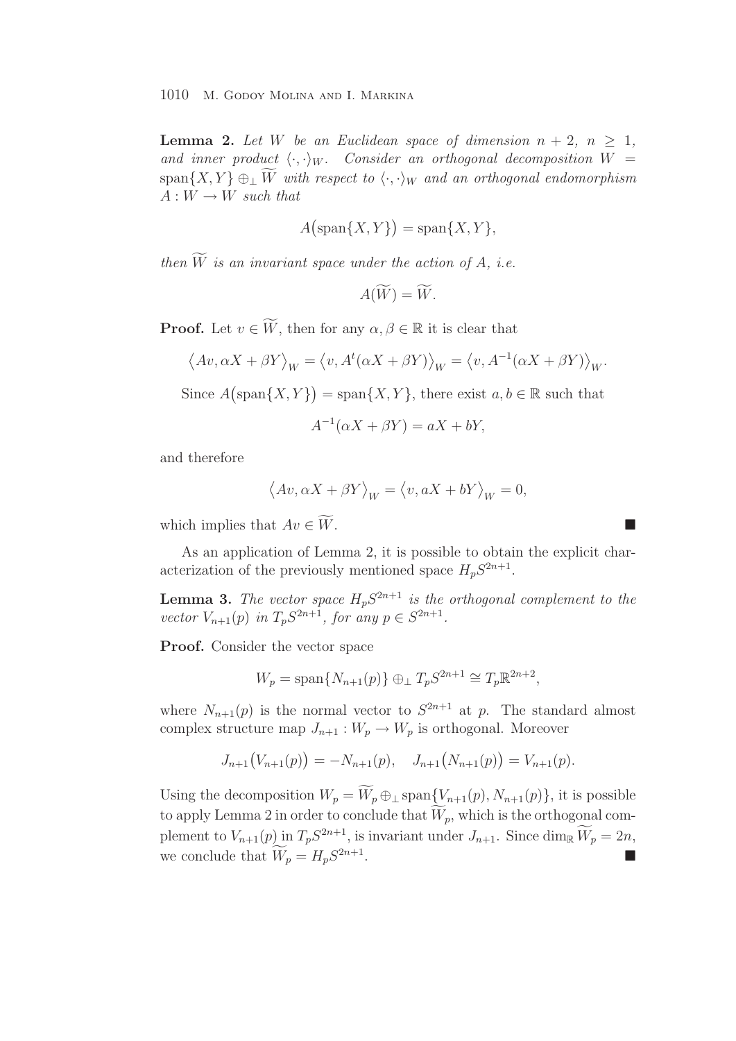**Lemma 2.** *Let $W$ be an Euclidean space of dimension $n+2$, $n \geq 1$, and inner product $\langle \cdot, \cdot \rangle_W$. Consider an orthogonal decomposition $W = \operatorname{span}\{X, Y\} \oplus_\perp \widetilde{W}$ with respect to $\langle \cdot, \cdot \rangle_W$ and an orthogonal endomorphism $A : W \to W$ such that*

$$A\big(\operatorname{span}\{X, Y\}\big) = \operatorname{span}\{X, Y\},$$

*then $\widetilde{W}$ is an invariant space under the action of $A$, i.e.*

$$A(\widetilde{W}) = \widetilde{W}.$$

**Proof.** Let $v \in \widetilde{W}$, then for any $\alpha, \beta \in \mathbb{R}$ it is clear that

$$\big\langle Av, \alpha X + \beta Y \big\rangle_W = \big\langle v, A^t(\alpha X + \beta Y) \big\rangle_W = \big\langle v, A^{-1}(\alpha X + \beta Y) \big\rangle_W.$$

Since $A\big(\operatorname{span}\{X, Y\}\big) = \operatorname{span}\{X, Y\}$, there exist $a, b \in \mathbb{R}$ such that

$$A^{-1}(\alpha X + \beta Y) = aX + bY,$$

and therefore

$$\big\langle Av, \alpha X + \beta Y \big\rangle_W = \big\langle v, aX + bY \big\rangle_W = 0,$$

which implies that $Av \in \widetilde{W}$. ∎

As an application of Lemma 2, it is possible to obtain the explicit characterization of the previously mentioned space $H_p S^{2n+1}$.

**Lemma 3.** *The vector space $H_p S^{2n+1}$ is the orthogonal complement to the vector $V_{n+1}(p)$ in $T_p S^{2n+1}$, for any $p \in S^{2n+1}$.*

**Proof.** Consider the vector space

$$W_p = \operatorname{span}\{N_{n+1}(p)\} \oplus_\perp T_p S^{2n+1} \cong T_p \mathbb{R}^{2n+2},$$

where $N_{n+1}(p)$ is the normal vector to $S^{2n+1}$ at $p$. The standard almost complex structure map $J_{n+1} : W_p \to W_p$ is orthogonal. Moreover

$$J_{n+1}\big(V_{n+1}(p)\big) = -N_{n+1}(p), \quad J_{n+1}\big(N_{n+1}(p)\big) = V_{n+1}(p).$$

Using the decomposition $W_p = \widetilde{W}_p \oplus_\perp \operatorname{span}\{V_{n+1}(p), N_{n+1}(p)\}$, it is possible to apply Lemma 2 in order to conclude that $\widetilde{W}_p$, which is the orthogonal complement to $V_{n+1}(p)$ in $T_p S^{2n+1}$, is invariant under $J_{n+1}$. Since $\dim_\mathbb{R} \widetilde{W}_p = 2n$, we conclude that $\widetilde{W}_p = H_p S^{2n+1}$. ∎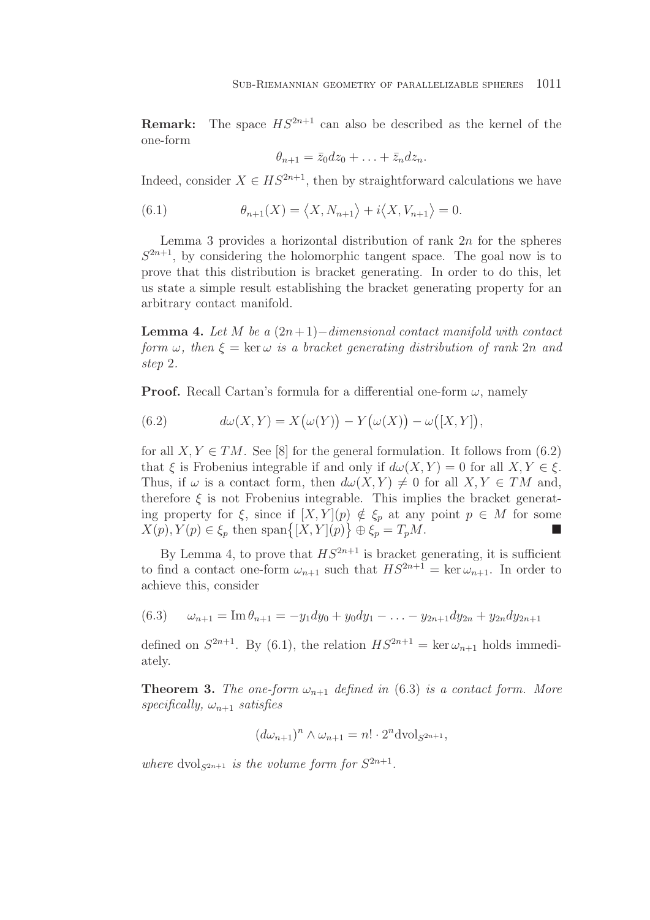**Remark:** The space $HS^{2n+1}$ can also be described as the kernel of the one-form

$$\theta_{n+1} = \bar{z}_0 dz_0 + \ldots + \bar{z}_n dz_n.$$

Indeed, consider $X \in HS^{2n+1}$, then by straightforward calculations we have

$$\theta_{n+1}(X) = \langle X, N_{n+1} \rangle + i \langle X, V_{n+1} \rangle = 0. \tag{6.1}$$

Lemma 3 provides a horizontal distribution of rank $2n$ for the spheres $S^{2n+1}$, by considering the holomorphic tangent space. The goal now is to prove that this distribution is bracket generating. In order to do this, let us state a simple result establishing the bracket generating property for an arbitrary contact manifold.

**Lemma 4.** *Let $M$ be a $(2n+1)-$dimensional contact manifold with contact form $\omega$, then $\xi = \ker \omega$ is a bracket generating distribution of rank $2n$ and step $2$.*

**Proof.** Recall Cartan's formula for a differential one-form $\omega$, namely

$$d\omega(X, Y) = X\big(\omega(Y)\big) - Y\big(\omega(X)\big) - \omega\big([X, Y]\big), \tag{6.2}$$

for all $X, Y \in TM$. See [8] for the general formulation. It follows from (6.2) that $\xi$ is Frobenius integrable if and only if $d\omega(X, Y) = 0$ for all $X, Y \in \xi$. Thus, if $\omega$ is a contact form, then $d\omega(X, Y) \neq 0$ for all $X, Y \in TM$ and, therefore $\xi$ is not Frobenius integrable. This implies the bracket generating property for $\xi$, since if $[X, Y](p) \notin \xi_p$ at any point $p \in M$ for some $X(p), Y(p) \in \xi_p$ then $\operatorname{span}\big\{[X, Y](p)\big\} \oplus \xi_p = T_pM$. ∎

By Lemma 4, to prove that $HS^{2n+1}$ is bracket generating, it is sufficient to find a contact one-form $\omega_{n+1}$ such that $HS^{2n+1} = \ker \omega_{n+1}$. In order to achieve this, consider

$$\omega_{n+1} = \operatorname{Im} \theta_{n+1} = -y_1 dy_0 + y_0 dy_1 - \ldots - y_{2n+1} dy_{2n} + y_{2n} dy_{2n+1} \tag{6.3}$$

defined on $S^{2n+1}$. By (6.1), the relation $HS^{2n+1} = \ker \omega_{n+1}$ holds immediately.

**Theorem 3.** *The one-form $\omega_{n+1}$ defined in (6.3) is a contact form. More specifically, $\omega_{n+1}$ satisfies*

$$(d\omega_{n+1})^n \wedge \omega_{n+1} = n! \cdot 2^n \mathrm{dvol}_{S^{2n+1}},$$

*where $\mathrm{dvol}_{S^{2n+1}}$ is the volume form for $S^{2n+1}$.*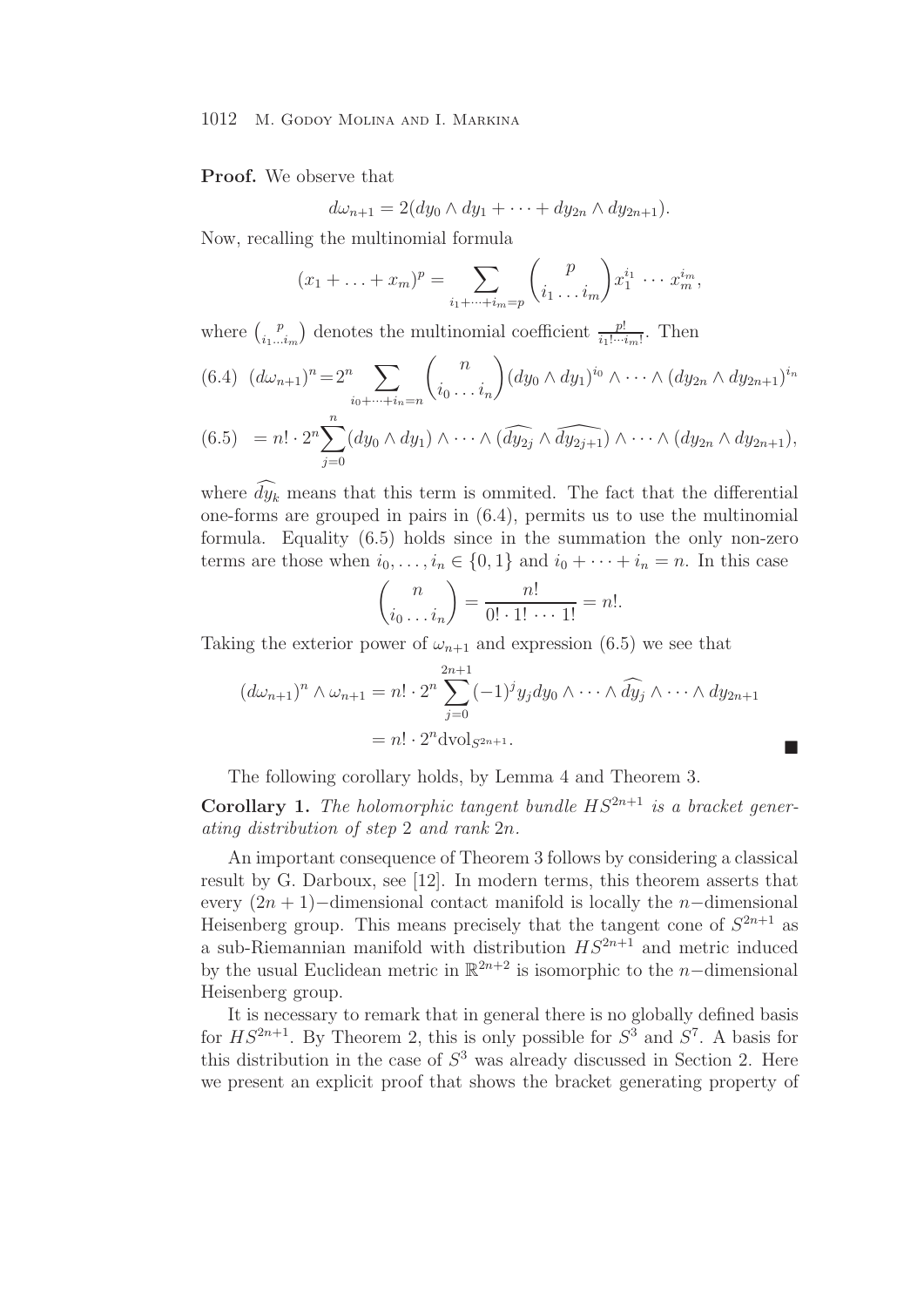**Proof.** We observe that

$$d\omega_{n+1} = 2(dy_0 \wedge dy_1 + \cdots + dy_{2n} \wedge dy_{2n+1}).$$

Now, recalling the multinomial formula

$$(x_1 + \ldots + x_m)^p = \sum_{i_1+\cdots+i_m=p} \binom{p}{i_1 \ldots i_m} x_1^{i_1} \cdots x_m^{i_m},$$

where $\binom{p}{i_1 \ldots i_m}$ denotes the multinomial coefficient $\frac{p!}{i_1! \cdots i_m!}$. Then

$$(6.4)\quad (d\omega_{n+1})^n = 2^n \sum_{i_0+\cdots+i_n=n} \binom{n}{i_0 \ldots i_n} (dy_0 \wedge dy_1)^{i_0} \wedge \cdots \wedge (dy_{2n} \wedge dy_{2n+1})^{i_n}$$

$$(6.5)\quad = n! \cdot 2^n \sum_{j=0}^{n} (dy_0 \wedge dy_1) \wedge \cdots \wedge (\widehat{dy_{2j}} \wedge \widehat{dy_{2j+1}}) \wedge \cdots \wedge (dy_{2n} \wedge dy_{2n+1}),$$

where $\widehat{dy_k}$ means that this term is ommited. The fact that the differential one-forms are grouped in pairs in (6.4), permits us to use the multinomial formula. Equality (6.5) holds since in the summation the only non-zero terms are those when $i_0, \ldots, i_n \in \{0, 1\}$ and $i_0 + \cdots + i_n = n$. In this case

$$\binom{n}{i_0 \ldots i_n} = \frac{n!}{0! \cdot 1! \cdots 1!} = n!.$$

Taking the exterior power of $\omega_{n+1}$ and expression (6.5) we see that

$$\begin{aligned}(d\omega_{n+1})^n \wedge \omega_{n+1} &= n! \cdot 2^n \sum_{j=0}^{2n+1} (-1)^j y_j dy_0 \wedge \cdots \wedge \widehat{dy_j} \wedge \cdots \wedge dy_{2n+1} \\ &= n! \cdot 2^n \mathrm{dvol}_{S^{2n+1}}.\end{aligned}$$

■

The following corollary holds, by Lemma 4 and Theorem 3.

**Corollary 1.** *The holomorphic tangent bundle $HS^{2n+1}$ is a bracket generating distribution of step 2 and rank $2n$.*

An important consequence of Theorem 3 follows by considering a classical result by G. Darboux, see [12]. In modern terms, this theorem asserts that every $(2n + 1)-$dimensional contact manifold is locally the $n-$dimensional Heisenberg group. This means precisely that the tangent cone of $S^{2n+1}$ as a sub-Riemannian manifold with distribution $HS^{2n+1}$ and metric induced by the usual Euclidean metric in $\mathbb{R}^{2n+2}$ is isomorphic to the $n-$dimensional Heisenberg group.

It is necessary to remark that in general there is no globally defined basis for $HS^{2n+1}$. By Theorem 2, this is only possible for $S^3$ and $S^7$. A basis for this distribution in the case of $S^3$ was already discussed in Section 2. Here we present an explicit proof that shows the bracket generating property of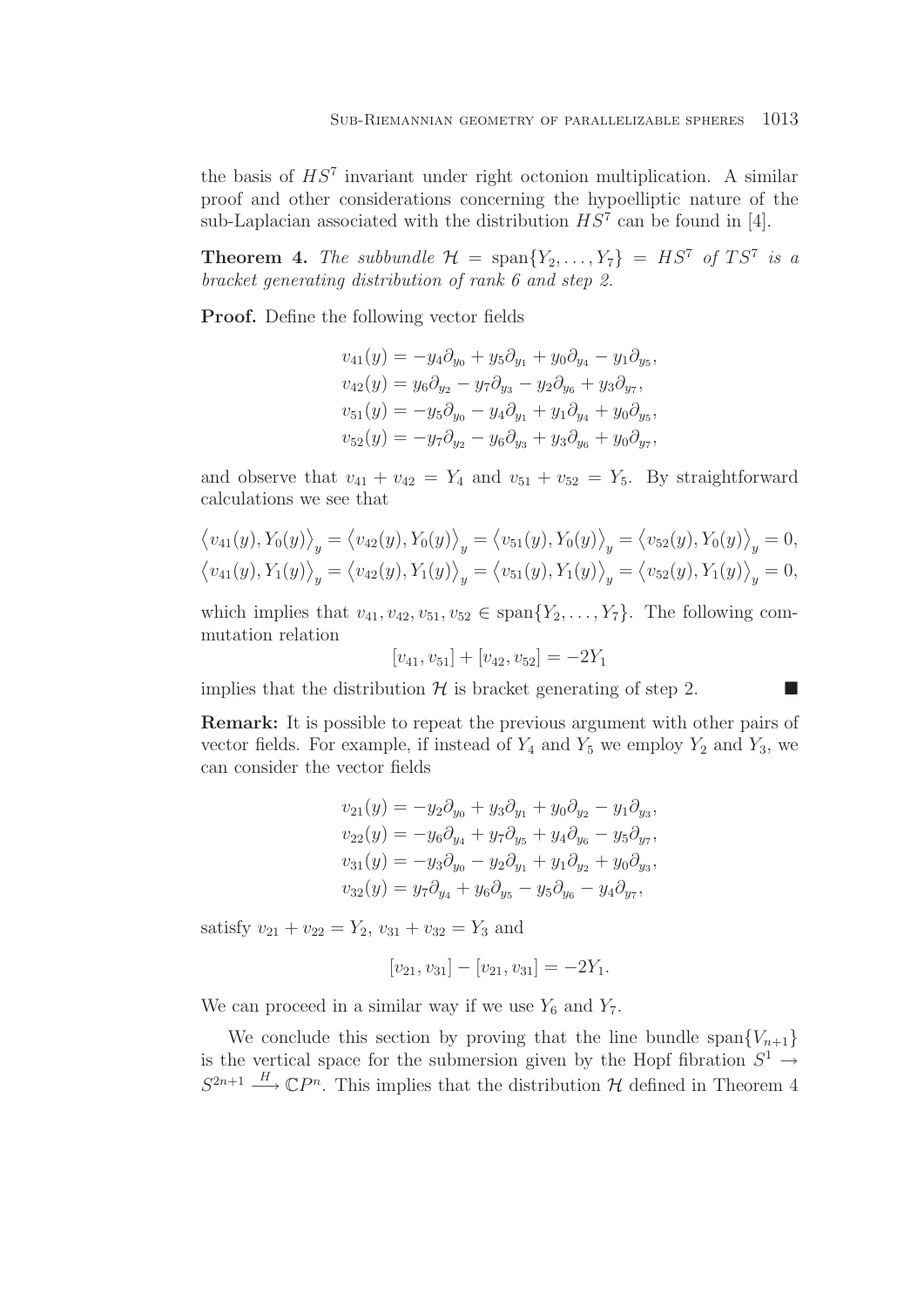the basis of $HS^7$ invariant under right octonion multiplication. A similar proof and other considerations concerning the hypoelliptic nature of the sub-Laplacian associated with the distribution $HS^7$ can be found in [4].

**Theorem 4.** *The subbundle* $\mathcal{H} = \operatorname{span}\{Y_2, \ldots, Y_7\} = HS^7$ *of* $TS^7$ *is a bracket generating distribution of rank 6 and step 2.*

**Proof.** Define the following vector fields

$$
\begin{aligned}
v_{41}(y) &= -y_4\partial_{y_0} + y_5\partial_{y_1} + y_0\partial_{y_4} - y_1\partial_{y_5}, \\
v_{42}(y) &= y_6\partial_{y_2} - y_7\partial_{y_3} - y_2\partial_{y_6} + y_3\partial_{y_7}, \\
v_{51}(y) &= -y_5\partial_{y_0} - y_4\partial_{y_1} + y_1\partial_{y_4} + y_0\partial_{y_5}, \\
v_{52}(y) &= -y_7\partial_{y_2} - y_6\partial_{y_3} + y_3\partial_{y_6} + y_0\partial_{y_7},
\end{aligned}
$$

and observe that $v_{41} + v_{42} = Y_4$ and $v_{51} + v_{52} = Y_5$. By straightforward calculations we see that

$$
\begin{aligned}
\left\langle v_{41}(y), Y_0(y)\right\rangle_y = \left\langle v_{42}(y), Y_0(y)\right\rangle_y = \left\langle v_{51}(y), Y_0(y)\right\rangle_y = \left\langle v_{52}(y), Y_0(y)\right\rangle_y = 0, \\
\left\langle v_{41}(y), Y_1(y)\right\rangle_y = \left\langle v_{42}(y), Y_1(y)\right\rangle_y = \left\langle v_{51}(y), Y_1(y)\right\rangle_y = \left\langle v_{52}(y), Y_1(y)\right\rangle_y = 0,
\end{aligned}
$$

which implies that $v_{41}, v_{42}, v_{51}, v_{52} \in \operatorname{span}\{Y_2, \ldots, Y_7\}$. The following commutation relation

$$
[v_{41}, v_{51}] + [v_{42}, v_{52}] = -2Y_1
$$

implies that the distribution $\mathcal{H}$ is bracket generating of step 2. ■

**Remark:** It is possible to repeat the previous argument with other pairs of vector fields. For example, if instead of $Y_4$ and $Y_5$ we employ $Y_2$ and $Y_3$, we can consider the vector fields

$$
\begin{aligned}
v_{21}(y) &= -y_2\partial_{y_0} + y_3\partial_{y_1} + y_0\partial_{y_2} - y_1\partial_{y_3}, \\
v_{22}(y) &= -y_6\partial_{y_4} + y_7\partial_{y_5} + y_4\partial_{y_6} - y_5\partial_{y_7}, \\
v_{31}(y) &= -y_3\partial_{y_0} - y_2\partial_{y_1} + y_1\partial_{y_2} + y_0\partial_{y_3}, \\
v_{32}(y) &= y_7\partial_{y_4} + y_6\partial_{y_5} - y_5\partial_{y_6} - y_4\partial_{y_7},
\end{aligned}
$$

satisfy $v_{21} + v_{22} = Y_2$, $v_{31} + v_{32} = Y_3$ and

$$
[v_{21}, v_{31}] - [v_{21}, v_{31}] = -2Y_1.
$$

We can proceed in a similar way if we use $Y_6$ and $Y_7$.

We conclude this section by proving that the line bundle $\operatorname{span}\{V_{n+1}\}$ is the vertical space for the submersion given by the Hopf fibration $S^1 \to S^{2n+1} \xrightarrow{H} \mathbb{C}P^n$. This implies that the distribution $\mathcal{H}$ defined in Theorem 4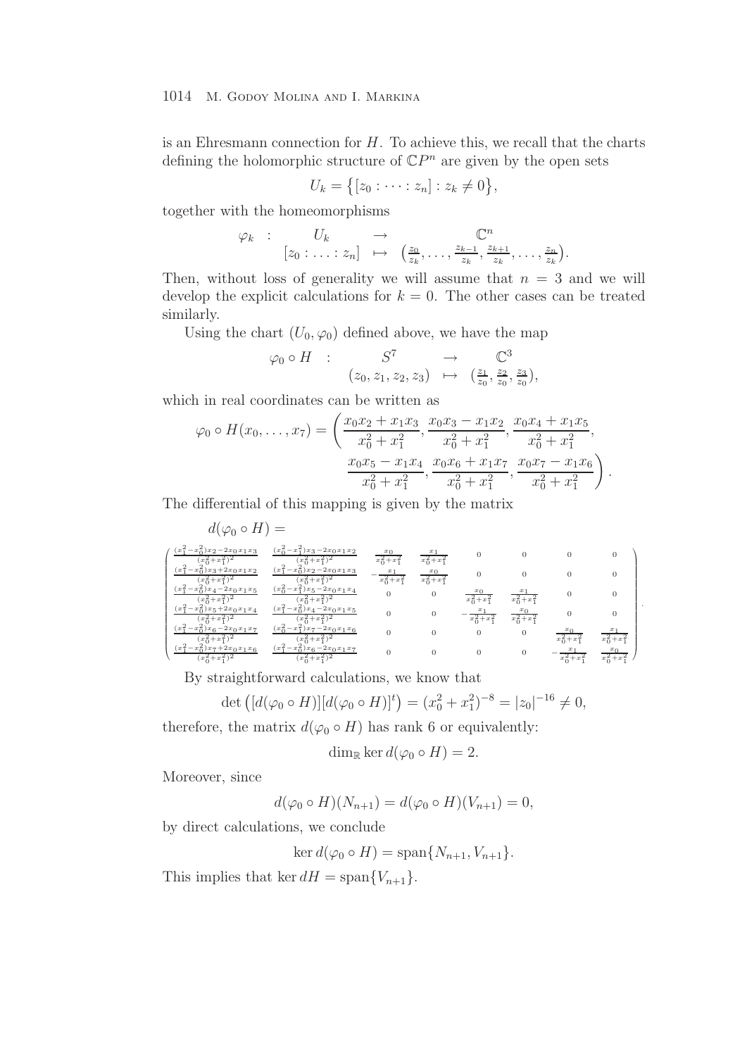is an Ehresmann connection for $H$. To achieve this, we recall that the charts defining the holomorphic structure of $\mathbb{C}P^n$ are given by the open sets

$$U_k = \{[z_0 : \cdots : z_n] : z_k \neq 0\},$$

together with the homeomorphisms

$$\begin{array}{cccc} \varphi_k & : & U_k & \to & \mathbb{C}^n \\ & & [z_0 : \ldots : z_n] & \mapsto & \left(\frac{z_0}{z_k}, \ldots, \frac{z_{k-1}}{z_k}, \frac{z_{k+1}}{z_k}, \ldots, \frac{z_n}{z_k}\right). \end{array}$$

Then, without loss of generality we will assume that $n = 3$ and we will develop the explicit calculations for $k = 0$. The other cases can be treated similarly.

Using the chart $(U_0, \varphi_0)$ defined above, we have the map

$$\begin{array}{cccc} \varphi_0 \circ H & : & S^7 & \to & \mathbb{C}^3 \\ & & (z_0, z_1, z_2, z_3) & \mapsto & \left(\frac{z_1}{z_0}, \frac{z_2}{z_0}, \frac{z_3}{z_0}\right), \end{array}$$

which in real coordinates can be written as

$$\varphi_0 \circ H(x_0, \ldots, x_7) = \left( \frac{x_0 x_2 + x_1 x_3}{x_0^2 + x_1^2}, \frac{x_0 x_3 - x_1 x_2}{x_0^2 + x_1^2}, \frac{x_0 x_4 + x_1 x_5}{x_0^2 + x_1^2}, \right.$$
$$\left. \frac{x_0 x_5 - x_1 x_4}{x_0^2 + x_1^2}, \frac{x_0 x_6 + x_1 x_7}{x_0^2 + x_1^2}, \frac{x_0 x_7 - x_1 x_6}{x_0^2 + x_1^2} \right).$$

The differential of this mapping is given by the matrix

$$d(\varphi_0 \circ H) =$$

$$\begin{pmatrix}
\frac{(x_1^2 - x_0^2)x_2 - 2x_0x_1x_3}{(x_0^2+x_1^2)^2} & \frac{(x_0^2 - x_1^2)x_3 - 2x_0x_1x_2}{(x_0^2+x_1^2)^2} & \frac{x_0}{x_0^2+x_1^2} & \frac{x_1}{x_0^2+x_1^2} & 0 & 0 & 0 & 0 \\
\frac{(x_1^2 - x_0^2)x_3 + 2x_0x_1x_2}{(x_0^2+x_1^2)^2} & \frac{(x_1^2 - x_0^2)x_2 - 2x_0x_1x_3}{(x_0^2+x_1^2)^2} & -\frac{x_1}{x_0^2+x_1^2} & \frac{x_0}{x_0^2+x_1^2} & 0 & 0 & 0 & 0 \\
\frac{(x_1^2 - x_0^2)x_4 - 2x_0x_1x_5}{(x_0^2+x_1^2)^2} & \frac{(x_0^2 - x_1^2)x_5 - 2x_0x_1x_4}{(x_0^2+x_1^2)^2} & 0 & 0 & \frac{x_0}{x_0^2+x_1^2} & \frac{x_1}{x_0^2+x_1^2} & 0 & 0 \\
\frac{(x_1^2 - x_0^2)x_5 + 2x_0x_1x_4}{(x_0^2+x_1^2)^2} & \frac{(x_1^2 - x_0^2)x_4 - 2x_0x_1x_5}{(x_0^2+x_1^2)^2} & 0 & 0 & -\frac{x_1}{x_0^2+x_1^2} & \frac{x_0}{x_0^2+x_1^2} & 0 & 0 \\
\frac{(x_1^2 - x_0^2)x_6 - 2x_0x_1x_7}{(x_0^2+x_1^2)^2} & \frac{(x_0^2 - x_1^2)x_7 - 2x_0x_1x_6}{(x_0^2+x_1^2)^2} & 0 & 0 & 0 & 0 & \frac{x_0}{x_0^2+x_1^2} & \frac{x_1}{x_0^2+x_1^2} \\
\frac{(x_1^2 - x_0^2)x_7 + 2x_0x_1x_6}{(x_0^2+x_1^2)^2} & \frac{(x_1^2 - x_0^2)x_6 - 2x_0x_1x_7}{(x_0^2+x_1^2)^2} & 0 & 0 & 0 & 0 & -\frac{x_1}{x_0^2+x_1^2} & \frac{x_0}{x_0^2+x_1^2}
\end{pmatrix}.$$

By straightforward calculations, we know that

$$\det\left([d(\varphi_0 \circ H)][d(\varphi_0 \circ H)]^t\right) = (x_0^2 + x_1^2)^{-8} = |z_0|^{-16} \neq 0,$$

therefore, the matrix $d(\varphi_0 \circ H)$ has rank 6 or equivalently:

$$\dim_{\mathbb{R}} \ker d(\varphi_0 \circ H) = 2.$$

Moreover, since

$$d(\varphi_0 \circ H)(N_{n+1}) = d(\varphi_0 \circ H)(V_{n+1}) = 0,$$

by direct calculations, we conclude

$$\ker d(\varphi_0 \circ H) = \operatorname{span}\{N_{n+1}, V_{n+1}\}.$$

This implies that $\ker dH = \operatorname{span}\{V_{n+1}\}$.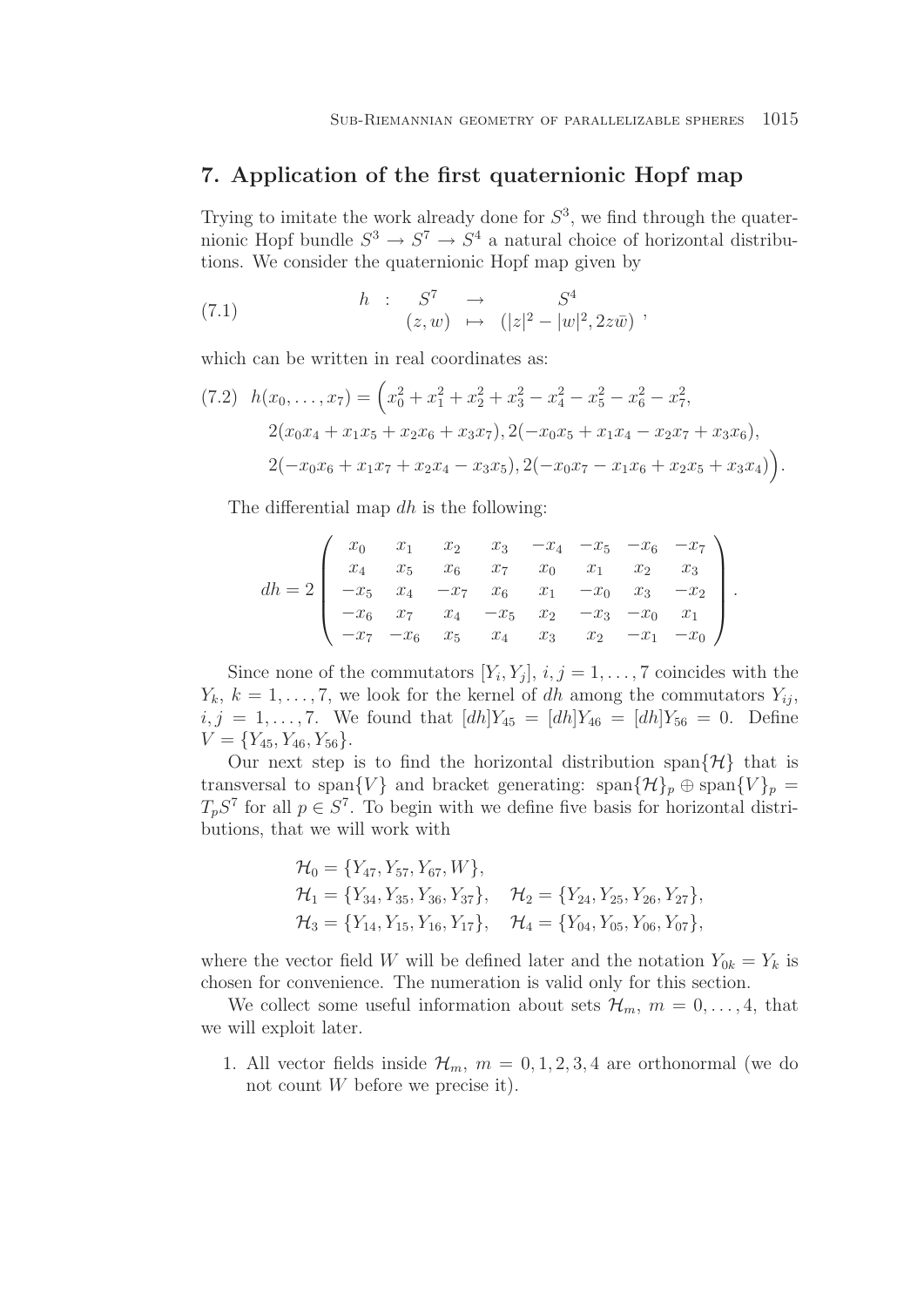## 7. Application of the first quaternionic Hopf map

Trying to imitate the work already done for $S^3$, we find through the quaternionic Hopf bundle $S^3 \to S^7 \to S^4$ a natural choice of horizontal distributions. We consider the quaternionic Hopf map given by

$$
\begin{array}{cccc} h & : & S^7 & \to & S^4 \\ & & (z,w) & \mapsto & (|z|^2 - |w|^2, 2z\bar{w}) \end{array}, \tag{7.1}
$$

which can be written in real coordinates as:

$$
\begin{aligned}
(7.2)\quad h(x_0, \dots, x_7) = \Big( & x_0^2 + x_1^2 + x_2^2 + x_3^2 - x_4^2 - x_5^2 - x_6^2 - x_7^2, \\
& 2(x_0x_4 + x_1x_5 + x_2x_6 + x_3x_7), 2(-x_0x_5 + x_1x_4 - x_2x_7 + x_3x_6), \\
& 2(-x_0x_6 + x_1x_7 + x_2x_4 - x_3x_5), 2(-x_0x_7 - x_1x_6 + x_2x_5 + x_3x_4)\Big).
\end{aligned}
$$

The differential map $dh$ is the following:

$$
dh = 2 \begin{pmatrix}
x_0 & x_1 & x_2 & x_3 & -x_4 & -x_5 & -x_6 & -x_7 \\
x_4 & x_5 & x_6 & x_7 & x_0 & x_1 & x_2 & x_3 \\
-x_5 & x_4 & -x_7 & x_6 & x_1 & -x_0 & x_3 & -x_2 \\
-x_6 & x_7 & x_4 & -x_5 & x_2 & -x_3 & -x_0 & x_1 \\
-x_7 & -x_6 & x_5 & x_4 & x_3 & x_2 & -x_1 & -x_0
\end{pmatrix}.
$$

Since none of the commutators $[Y_i, Y_j]$, $i, j = 1, \dots, 7$ coincides with the $Y_k$, $k = 1, \dots, 7$, we look for the kernel of $dh$ among the commutators $Y_{ij}$, $i, j = 1, \dots, 7$. We found that $[dh]Y_{45} = [dh]Y_{46} = [dh]Y_{56} = 0$. Define $V = \{Y_{45}, Y_{46}, Y_{56}\}$.

Our next step is to find the horizontal distribution $\operatorname{span}\{\mathcal{H}\}$ that is transversal to $\operatorname{span}\{V\}$ and bracket generating: $\operatorname{span}\{\mathcal{H}\}_p \oplus \operatorname{span}\{V\}_p = T_pS^7$ for all $p \in S^7$. To begin with we define five basis for horizontal distributions, that we will work with

$$
\begin{aligned}
&\mathcal{H}_0 = \{Y_{47}, Y_{57}, Y_{67}, W\}, \\
&\mathcal{H}_1 = \{Y_{34}, Y_{35}, Y_{36}, Y_{37}\}, \quad \mathcal{H}_2 = \{Y_{24}, Y_{25}, Y_{26}, Y_{27}\}, \\
&\mathcal{H}_3 = \{Y_{14}, Y_{15}, Y_{16}, Y_{17}\}, \quad \mathcal{H}_4 = \{Y_{04}, Y_{05}, Y_{06}, Y_{07}\},
\end{aligned}
$$

where the vector field $W$ will be defined later and the notation $Y_{0k} = Y_k$ is chosen for convenience. The numeration is valid only for this section.

We collect some useful information about sets $\mathcal{H}_m$, $m = 0, \dots, 4$, that we will exploit later.

1. All vector fields inside $\mathcal{H}_m$, $m = 0, 1, 2, 3, 4$ are orthonormal (we do not count $W$ before we precise it).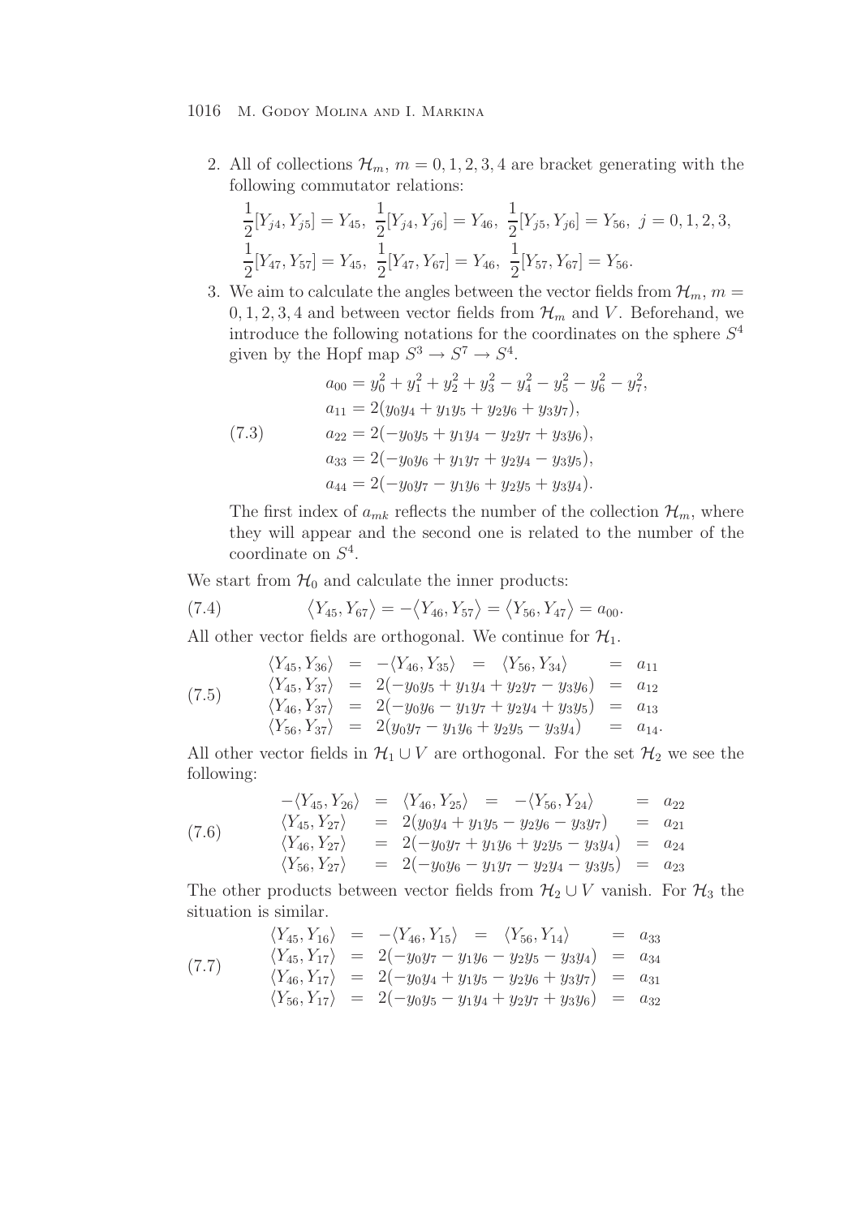2. All of collections $\mathcal{H}_m$, $m = 0, 1, 2, 3, 4$ are bracket generating with the following commutator relations:

$$\frac{1}{2}[Y_{j4}, Y_{j5}] = Y_{45},\ \frac{1}{2}[Y_{j4}, Y_{j6}] = Y_{46},\ \frac{1}{2}[Y_{j5}, Y_{j6}] = Y_{56},\ j = 0, 1, 2, 3,$$
$$\frac{1}{2}[Y_{47}, Y_{57}] = Y_{45},\ \frac{1}{2}[Y_{47}, Y_{67}] = Y_{46},\ \frac{1}{2}[Y_{57}, Y_{67}] = Y_{56}.$$

3. We aim to calculate the angles between the vector fields from $\mathcal{H}_m$, $m = 0, 1, 2, 3, 4$ and between vector fields from $\mathcal{H}_m$ and $V$. Beforehand, we introduce the following notations for the coordinates on the sphere $S^4$ given by the Hopf map $S^3 \to S^7 \to S^4$.

$$\begin{aligned}
a_{00} &= y_0^2 + y_1^2 + y_2^2 + y_3^2 - y_4^2 - y_5^2 - y_6^2 - y_7^2,\\
a_{11} &= 2(y_0y_4 + y_1y_5 + y_2y_6 + y_3y_7),\\
a_{22} &= 2(-y_0y_5 + y_1y_4 - y_2y_7 + y_3y_6),\\
a_{33} &= 2(-y_0y_6 + y_1y_7 + y_2y_4 - y_3y_5),\\
a_{44} &= 2(-y_0y_7 - y_1y_6 + y_2y_5 + y_3y_4).
\end{aligned} \tag{7.3}$$

The first index of $a_{mk}$ reflects the number of the collection $\mathcal{H}_m$, where they will appear and the second one is related to the number of the coordinate on $S^4$.

We start from $\mathcal{H}_0$ and calculate the inner products:

$$\langle Y_{45}, Y_{67}\rangle = -\langle Y_{46}, Y_{57}\rangle = \langle Y_{56}, Y_{47}\rangle = a_{00}. \tag{7.4}$$

All other vector fields are orthogonal. We continue for $\mathcal{H}_1$.

$$\begin{array}{lllll}
\langle Y_{45}, Y_{36}\rangle &=& -\langle Y_{46}, Y_{35}\rangle \;=\; \langle Y_{56}, Y_{34}\rangle &=& a_{11}\\
\langle Y_{45}, Y_{37}\rangle &=& 2(-y_0y_5 + y_1y_4 + y_2y_7 - y_3y_6) &=& a_{12}\\
\langle Y_{46}, Y_{37}\rangle &=& 2(-y_0y_6 - y_1y_7 + y_2y_4 + y_3y_5) &=& a_{13}\\
\langle Y_{56}, Y_{37}\rangle &=& 2(y_0y_7 - y_1y_6 + y_2y_5 - y_3y_4) &=& a_{14}.
\end{array} \tag{7.5}$$

All other vector fields in $\mathcal{H}_1 \cup V$ are orthogonal. For the set $\mathcal{H}_2$ we see the following:

$$\begin{array}{lllll}
-\langle Y_{45}, Y_{26}\rangle &=& \langle Y_{46}, Y_{25}\rangle \;=\; -\langle Y_{56}, Y_{24}\rangle &=& a_{22}\\
\langle Y_{45}, Y_{27}\rangle &=& 2(y_0y_4 + y_1y_5 - y_2y_6 - y_3y_7) &=& a_{21}\\
\langle Y_{46}, Y_{27}\rangle &=& 2(-y_0y_7 + y_1y_6 + y_2y_5 - y_3y_4) &=& a_{24}\\
\langle Y_{56}, Y_{27}\rangle &=& 2(-y_0y_6 - y_1y_7 - y_2y_4 - y_3y_5) &=& a_{23}
\end{array} \tag{7.6}$$

The other products between vector fields from $\mathcal{H}_2 \cup V$ vanish. For $\mathcal{H}_3$ the situation is similar.

$$\begin{array}{lllll}
\langle Y_{45}, Y_{16}\rangle &=& -\langle Y_{46}, Y_{15}\rangle \;=\; \langle Y_{56}, Y_{14}\rangle &=& a_{33}\\
\langle Y_{45}, Y_{17}\rangle &=& 2(-y_0y_7 - y_1y_6 - y_2y_5 - y_3y_4) &=& a_{34}\\
\langle Y_{46}, Y_{17}\rangle &=& 2(-y_0y_4 + y_1y_5 - y_2y_6 + y_3y_7) &=& a_{31}\\
\langle Y_{56}, Y_{17}\rangle &=& 2(-y_0y_5 - y_1y_4 + y_2y_7 + y_3y_6) &=& a_{32}
\end{array} \tag{7.7}$$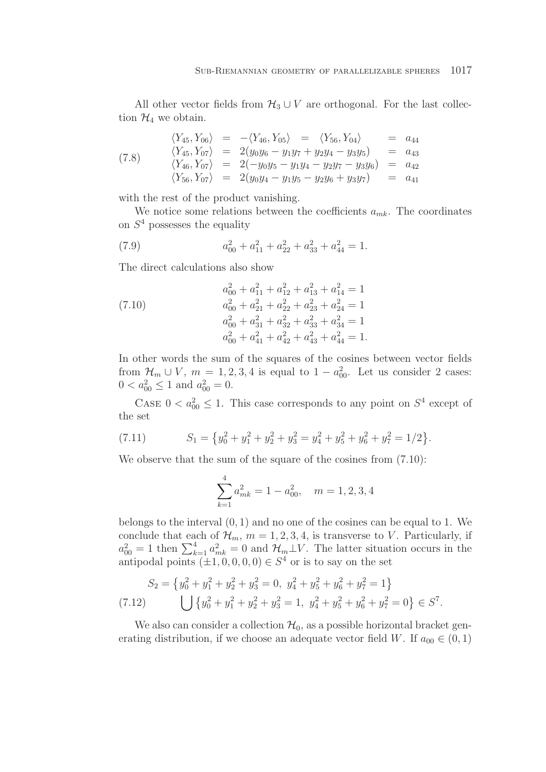All other vector fields from $\mathcal{H}_3 \cup V$ are orthogonal. For the last collection $\mathcal{H}_4$ we obtain.

$$
\begin{array}{lllll}
\langle Y_{45}, Y_{06}\rangle & = & -\langle Y_{46}, Y_{05}\rangle \;=\; \langle Y_{56}, Y_{04}\rangle & = & a_{44} \\
\langle Y_{45}, Y_{07}\rangle & = & 2(y_0y_6 - y_1y_7 + y_2y_4 - y_3y_5) & = & a_{43} \\
\langle Y_{46}, Y_{07}\rangle & = & 2(-y_0y_5 - y_1y_4 - y_2y_7 - y_3y_6) & = & a_{42} \\
\langle Y_{56}, Y_{07}\rangle & = & 2(y_0y_4 - y_1y_5 - y_2y_6 + y_3y_7) & = & a_{41}
\end{array}
\tag{7.8}
$$

with the rest of the product vanishing.

We notice some relations between the coefficients $a_{mk}$. The coordinates on $S^4$ possesses the equality

$$
a_{00}^2 + a_{11}^2 + a_{22}^2 + a_{33}^2 + a_{44}^2 = 1. \tag{7.9}
$$

The direct calculations also show

$$
\begin{aligned}
a_{00}^2 + a_{11}^2 + a_{12}^2 + a_{13}^2 + a_{14}^2 = 1 \\
a_{00}^2 + a_{21}^2 + a_{22}^2 + a_{23}^2 + a_{24}^2 = 1 \\
a_{00}^2 + a_{31}^2 + a_{32}^2 + a_{33}^2 + a_{34}^2 = 1 \\
a_{00}^2 + a_{41}^2 + a_{42}^2 + a_{43}^2 + a_{44}^2 = 1.
\end{aligned}
\tag{7.10}
$$

In other words the sum of the squares of the cosines between vector fields from $\mathcal{H}_m \cup V$, $m = 1, 2, 3, 4$ is equal to $1 - a_{00}^2$. Let us consider 2 cases: $0 < a_{00}^2 \leq 1$ and $a_{00}^2 = 0$.

Case $0 < a_{00}^2 \leq 1$. This case corresponds to any point on $S^4$ except of the set

$$
S_1 = \big\{ y_0^2 + y_1^2 + y_2^2 + y_3^2 = y_4^2 + y_5^2 + y_6^2 + y_7^2 = 1/2 \big\}. \tag{7.11}
$$

We observe that the sum of the square of the cosines from (7.10):

$$
\sum_{k=1}^{4} a_{mk}^2 = 1 - a_{00}^2, \quad m = 1, 2, 3, 4
$$

belongs to the interval $(0, 1)$ and no one of the cosines can be equal to 1. We conclude that each of $\mathcal{H}_m$, $m = 1, 2, 3, 4$, is transverse to $V$. Particularly, if $a_{00}^2 = 1$ then $\sum_{k=1}^{4} a_{mk}^2 = 0$ and $\mathcal{H}_m \perp V$. The latter situation occurs in the antipodal points $(\pm 1, 0, 0, 0, 0) \in S^4$ or is to say on the set

$$
\begin{aligned}
S_2 = &\big\{ y_0^2 + y_1^2 + y_2^2 + y_3^2 = 0,\ y_4^2 + y_5^2 + y_6^2 + y_7^2 = 1 \big\} \\
&\bigcup \big\{ y_0^2 + y_1^2 + y_2^2 + y_3^2 = 1,\ y_4^2 + y_5^2 + y_6^2 + y_7^2 = 0 \big\} \in S^7.
\end{aligned}
\tag{7.12}
$$

We also can consider a collection $\mathcal{H}_0$, as a possible horizontal bracket generating distribution, if we choose an adequate vector field $W$. If $a_{00} \in (0, 1)$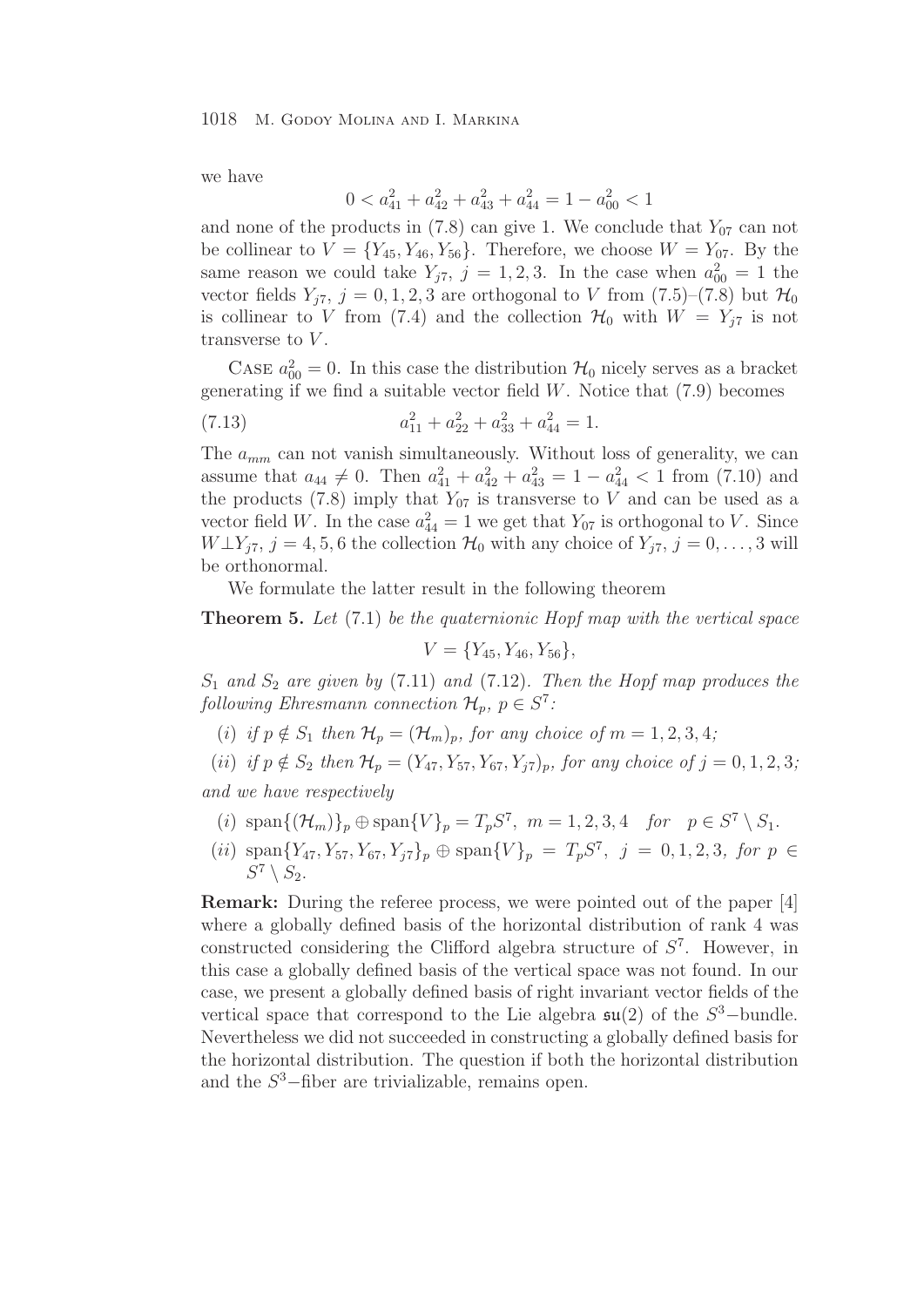we have

$$0 < a_{41}^2 + a_{42}^2 + a_{43}^2 + a_{44}^2 = 1 - a_{00}^2 < 1$$

and none of the products in (7.8) can give 1. We conclude that $Y_{07}$ can not be collinear to $V = \{Y_{45}, Y_{46}, Y_{56}\}$. Therefore, we choose $W = Y_{07}$. By the same reason we could take $Y_{j7}$, $j = 1, 2, 3$. In the case when $a_{00}^2 = 1$ the vector fields $Y_{j7}$, $j = 0, 1, 2, 3$ are orthogonal to $V$ from (7.5)–(7.8) but $\mathcal{H}_0$ is collinear to $V$ from (7.4) and the collection $\mathcal{H}_0$ with $W = Y_{j7}$ is not transverse to $V$.

Case $a_{00}^2 = 0$. In this case the distribution $\mathcal{H}_0$ nicely serves as a bracket generating if we find a suitable vector field $W$. Notice that (7.9) becomes

$$a_{11}^2 + a_{22}^2 + a_{33}^2 + a_{44}^2 = 1. \tag{7.13}$$

The $a_{mm}$ can not vanish simultaneously. Without loss of generality, we can assume that $a_{44} \neq 0$. Then $a_{41}^2 + a_{42}^2 + a_{43}^2 = 1 - a_{44}^2 < 1$ from (7.10) and the products (7.8) imply that $Y_{07}$ is transverse to $V$ and can be used as a vector field $W$. In the case $a_{44}^2 = 1$ we get that $Y_{07}$ is orthogonal to $V$. Since $W \perp Y_{j7}$, $j = 4, 5, 6$ the collection $\mathcal{H}_0$ with any choice of $Y_{j7}$, $j = 0, \dots, 3$ will be orthonormal.

We formulate the latter result in the following theorem

**Theorem 5.** *Let* (7.1) *be the quaternionic Hopf map with the vertical space*

$$V = \{Y_{45}, Y_{46}, Y_{56}\},$$

*$S_1$ and $S_2$ are given by* (7.11) *and* (7.12). *Then the Hopf map produces the following Ehresmann connection $\mathcal{H}_p$, $p \in S^7$:*

- (*i*) *if $p \notin S_1$ then $\mathcal{H}_p = (\mathcal{H}_m)_p$, for any choice of $m = 1, 2, 3, 4$;*
- (*ii*) *if $p \notin S_2$ then $\mathcal{H}_p = (Y_{47}, Y_{57}, Y_{67}, Y_{j7})_p$, for any choice of $j = 0, 1, 2, 3$;*

*and we have respectively*

- (*i*) $\operatorname{span}\{(\mathcal{H}_m)\}_p \oplus \operatorname{span}\{V\}_p = T_pS^7$, $m = 1, 2, 3, 4$ *for* $p \in S^7 \setminus S_1$.
- (*ii*) $\operatorname{span}\{Y_{47}, Y_{57}, Y_{67}, Y_{j7}\}_p \oplus \operatorname{span}\{V\}_p = T_pS^7$, $j = 0, 1, 2, 3$, *for* $p \in S^7 \setminus S_2$.

**Remark:** During the referee process, we were pointed out of the paper [4] where a globally defined basis of the horizontal distribution of rank 4 was constructed considering the Clifford algebra structure of $S^7$. However, in this case a globally defined basis of the vertical space was not found. In our case, we present a globally defined basis of right invariant vector fields of the vertical space that correspond to the Lie algebra $\mathfrak{su}(2)$ of the $S^3-$bundle. Nevertheless we did not succeeded in constructing a globally defined basis for the horizontal distribution. The question if both the horizontal distribution and the $S^3-$fiber are trivializable, remains open.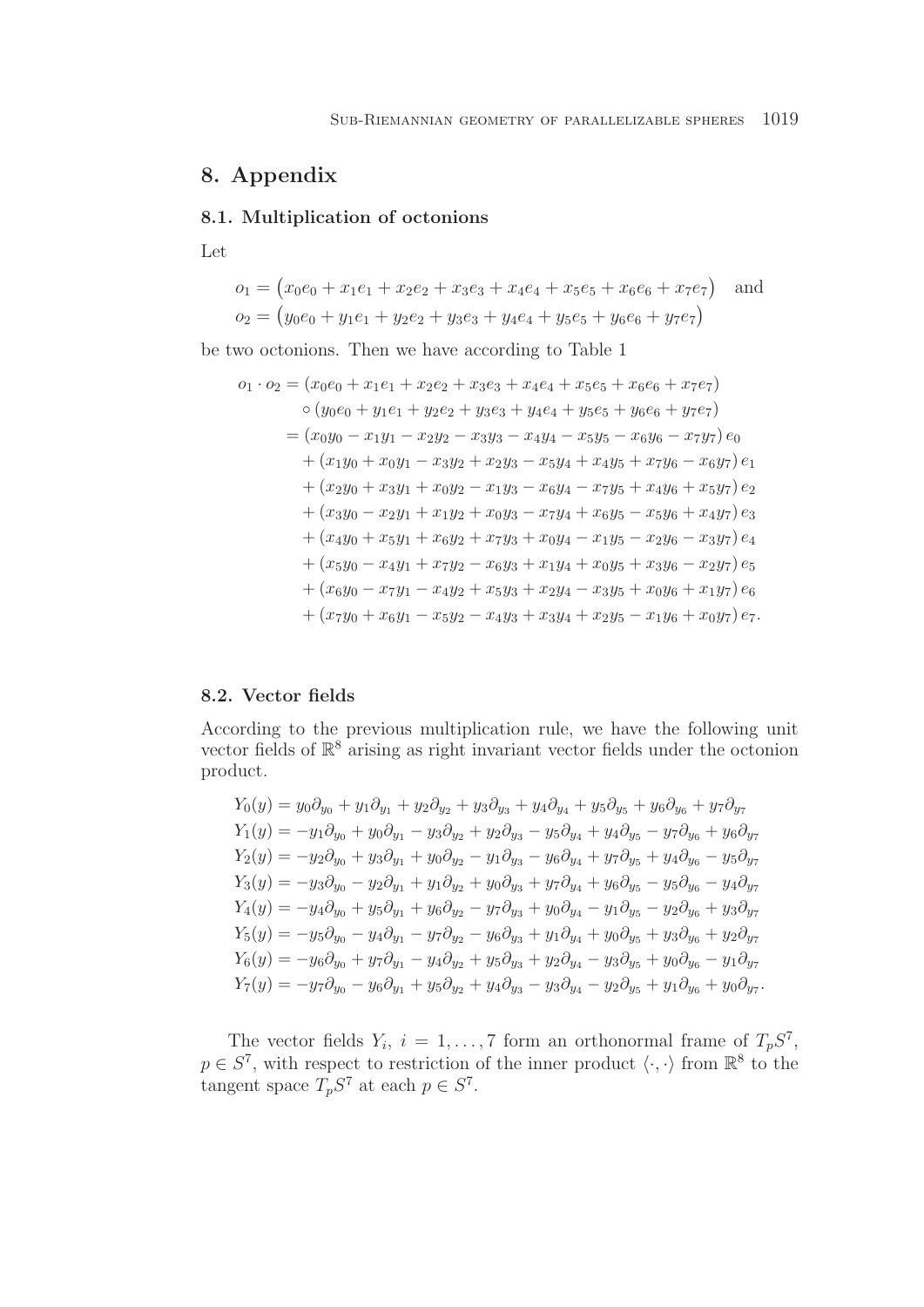## 8. Appendix

### 8.1. Multiplication of octonions

Let

$$o_1 = \big(x_0e_0 + x_1e_1 + x_2e_2 + x_3e_3 + x_4e_4 + x_5e_5 + x_6e_6 + x_7e_7\big) \quad \text{and}$$
$$o_2 = \big(y_0e_0 + y_1e_1 + y_2e_2 + y_3e_3 + y_4e_4 + y_5e_5 + y_6e_6 + y_7e_7\big)$$

be two octonions. Then we have according to Table 1

$$
\begin{aligned}
o_1 \cdot o_2 &= (x_0e_0 + x_1e_1 + x_2e_2 + x_3e_3 + x_4e_4 + x_5e_5 + x_6e_6 + x_7e_7) \\
&\quad \circ (y_0e_0 + y_1e_1 + y_2e_2 + y_3e_3 + y_4e_4 + y_5e_5 + y_6e_6 + y_7e_7) \\
&= (x_0y_0 - x_1y_1 - x_2y_2 - x_3y_3 - x_4y_4 - x_5y_5 - x_6y_6 - x_7y_7)\, e_0 \\
&\quad + (x_1y_0 + x_0y_1 - x_3y_2 + x_2y_3 - x_5y_4 + x_4y_5 + x_7y_6 - x_6y_7)\, e_1 \\
&\quad + (x_2y_0 + x_3y_1 + x_0y_2 - x_1y_3 - x_6y_4 - x_7y_5 + x_4y_6 + x_5y_7)\, e_2 \\
&\quad + (x_3y_0 - x_2y_1 + x_1y_2 + x_0y_3 - x_7y_4 + x_6y_5 - x_5y_6 + x_4y_7)\, e_3 \\
&\quad + (x_4y_0 + x_5y_1 + x_6y_2 + x_7y_3 + x_0y_4 - x_1y_5 - x_2y_6 - x_3y_7)\, e_4 \\
&\quad + (x_5y_0 - x_4y_1 + x_7y_2 - x_6y_3 + x_1y_4 + x_0y_5 + x_3y_6 - x_2y_7)\, e_5 \\
&\quad + (x_6y_0 - x_7y_1 - x_4y_2 + x_5y_3 + x_2y_4 - x_3y_5 + x_0y_6 + x_1y_7)\, e_6 \\
&\quad + (x_7y_0 + x_6y_1 - x_5y_2 - x_4y_3 + x_3y_4 + x_2y_5 - x_1y_6 + x_0y_7)\, e_7.
\end{aligned}
$$

### 8.2. Vector fields

According to the previous multiplication rule, we have the following unit vector fields of $\mathbb{R}^8$ arising as right invariant vector fields under the octonion product.

$$
\begin{aligned}
Y_0(y) &= y_0\partial_{y_0} + y_1\partial_{y_1} + y_2\partial_{y_2} + y_3\partial_{y_3} + y_4\partial_{y_4} + y_5\partial_{y_5} + y_6\partial_{y_6} + y_7\partial_{y_7} \\
Y_1(y) &= -y_1\partial_{y_0} + y_0\partial_{y_1} - y_3\partial_{y_2} + y_2\partial_{y_3} - y_5\partial_{y_4} + y_4\partial_{y_5} - y_7\partial_{y_6} + y_6\partial_{y_7} \\
Y_2(y) &= -y_2\partial_{y_0} + y_3\partial_{y_1} + y_0\partial_{y_2} - y_1\partial_{y_3} - y_6\partial_{y_4} + y_7\partial_{y_5} + y_4\partial_{y_6} - y_5\partial_{y_7} \\
Y_3(y) &= -y_3\partial_{y_0} - y_2\partial_{y_1} + y_1\partial_{y_2} + y_0\partial_{y_3} + y_7\partial_{y_4} + y_6\partial_{y_5} - y_5\partial_{y_6} - y_4\partial_{y_7} \\
Y_4(y) &= -y_4\partial_{y_0} + y_5\partial_{y_1} + y_6\partial_{y_2} - y_7\partial_{y_3} + y_0\partial_{y_4} - y_1\partial_{y_5} - y_2\partial_{y_6} + y_3\partial_{y_7} \\
Y_5(y) &= -y_5\partial_{y_0} - y_4\partial_{y_1} - y_7\partial_{y_2} - y_6\partial_{y_3} + y_1\partial_{y_4} + y_0\partial_{y_5} + y_3\partial_{y_6} + y_2\partial_{y_7} \\
Y_6(y) &= -y_6\partial_{y_0} + y_7\partial_{y_1} - y_4\partial_{y_2} + y_5\partial_{y_3} + y_2\partial_{y_4} - y_3\partial_{y_5} + y_0\partial_{y_6} - y_1\partial_{y_7} \\
Y_7(y) &= -y_7\partial_{y_0} - y_6\partial_{y_1} + y_5\partial_{y_2} + y_4\partial_{y_3} - y_3\partial_{y_4} - y_2\partial_{y_5} + y_1\partial_{y_6} + y_0\partial_{y_7}.
\end{aligned}
$$

The vector fields $Y_i$, $i = 1, \dots, 7$ form an orthonormal frame of $T_pS^7$, $p \in S^7$, with respect to restriction of the inner product $\langle \cdot, \cdot \rangle$ from $\mathbb{R}^8$ to the tangent space $T_pS^7$ at each $p \in S^7$.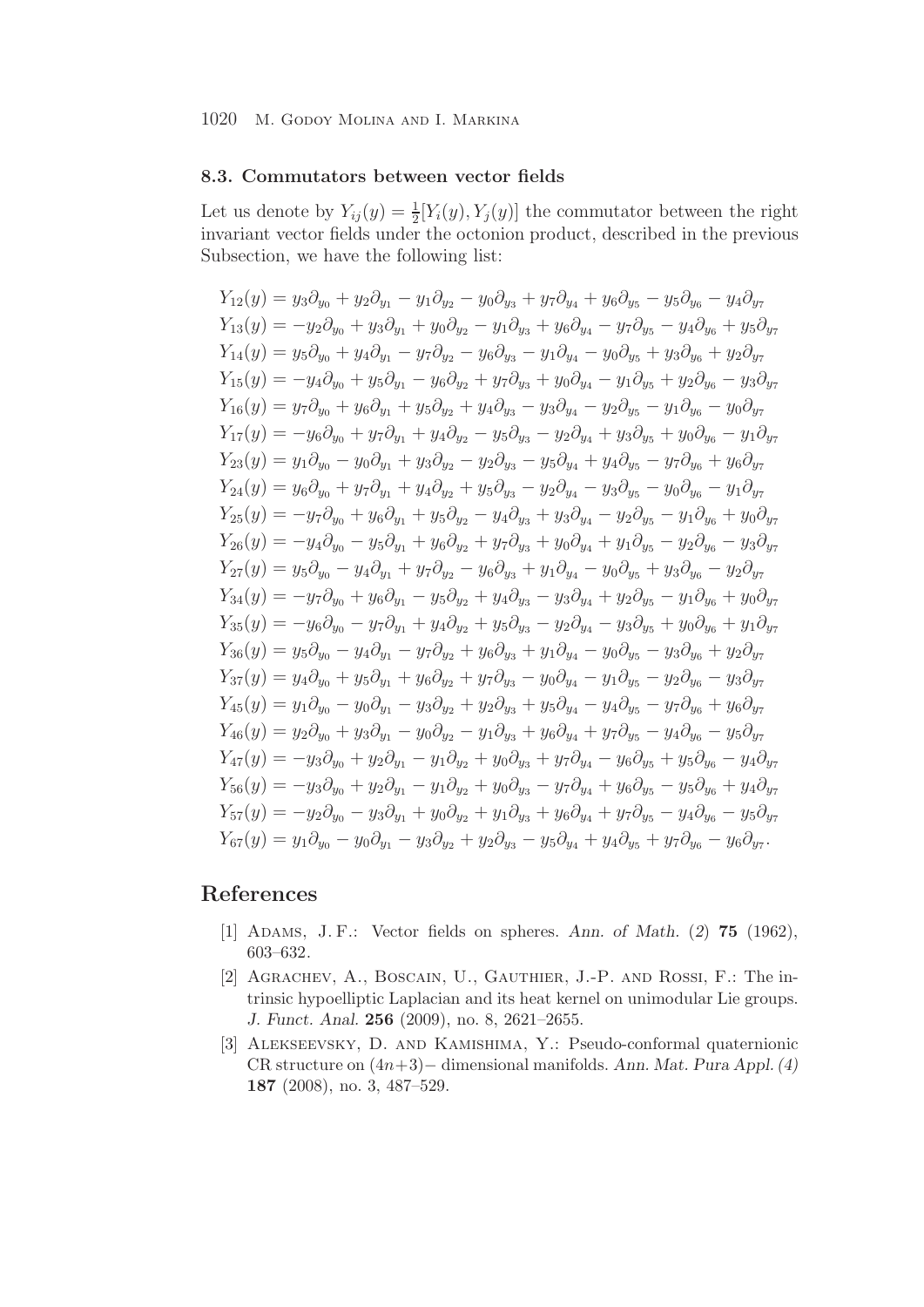### 8.3. Commutators between vector fields

Let us denote by $Y_{ij}(y) = \frac{1}{2}[Y_i(y), Y_j(y)]$ the commutator between the right invariant vector fields under the octonion product, described in the previous Subsection, we have the following list:

$$
\begin{aligned}
Y_{12}(y) &= y_3\partial_{y_0} + y_2\partial_{y_1} - y_1\partial_{y_2} - y_0\partial_{y_3} + y_7\partial_{y_4} + y_6\partial_{y_5} - y_5\partial_{y_6} - y_4\partial_{y_7} \\
Y_{13}(y) &= -y_2\partial_{y_0} + y_3\partial_{y_1} + y_0\partial_{y_2} - y_1\partial_{y_3} + y_6\partial_{y_4} - y_7\partial_{y_5} - y_4\partial_{y_6} + y_5\partial_{y_7} \\
Y_{14}(y) &= y_5\partial_{y_0} + y_4\partial_{y_1} - y_7\partial_{y_2} - y_6\partial_{y_3} - y_1\partial_{y_4} - y_0\partial_{y_5} + y_3\partial_{y_6} + y_2\partial_{y_7} \\
Y_{15}(y) &= -y_4\partial_{y_0} + y_5\partial_{y_1} - y_6\partial_{y_2} + y_7\partial_{y_3} + y_0\partial_{y_4} - y_1\partial_{y_5} + y_2\partial_{y_6} - y_3\partial_{y_7} \\
Y_{16}(y) &= y_7\partial_{y_0} + y_6\partial_{y_1} + y_5\partial_{y_2} + y_4\partial_{y_3} - y_3\partial_{y_4} - y_2\partial_{y_5} - y_1\partial_{y_6} - y_0\partial_{y_7} \\
Y_{17}(y) &= -y_6\partial_{y_0} + y_7\partial_{y_1} + y_4\partial_{y_2} - y_5\partial_{y_3} - y_2\partial_{y_4} + y_3\partial_{y_5} + y_0\partial_{y_6} - y_1\partial_{y_7} \\
Y_{23}(y) &= y_1\partial_{y_0} - y_0\partial_{y_1} + y_3\partial_{y_2} - y_2\partial_{y_3} - y_5\partial_{y_4} + y_4\partial_{y_5} - y_7\partial_{y_6} + y_6\partial_{y_7} \\
Y_{24}(y) &= y_6\partial_{y_0} + y_7\partial_{y_1} + y_4\partial_{y_2} + y_5\partial_{y_3} - y_2\partial_{y_4} - y_3\partial_{y_5} - y_0\partial_{y_6} - y_1\partial_{y_7} \\
Y_{25}(y) &= -y_7\partial_{y_0} + y_6\partial_{y_1} + y_5\partial_{y_2} - y_4\partial_{y_3} + y_3\partial_{y_4} - y_2\partial_{y_5} - y_1\partial_{y_6} + y_0\partial_{y_7} \\
Y_{26}(y) &= -y_4\partial_{y_0} - y_5\partial_{y_1} + y_6\partial_{y_2} + y_7\partial_{y_3} + y_0\partial_{y_4} + y_1\partial_{y_5} - y_2\partial_{y_6} - y_3\partial_{y_7} \\
Y_{27}(y) &= y_5\partial_{y_0} - y_4\partial_{y_1} + y_7\partial_{y_2} - y_6\partial_{y_3} + y_1\partial_{y_4} - y_0\partial_{y_5} + y_3\partial_{y_6} - y_2\partial_{y_7} \\
Y_{34}(y) &= -y_7\partial_{y_0} + y_6\partial_{y_1} - y_5\partial_{y_2} + y_4\partial_{y_3} - y_3\partial_{y_4} + y_2\partial_{y_5} - y_1\partial_{y_6} + y_0\partial_{y_7} \\
Y_{35}(y) &= -y_6\partial_{y_0} - y_7\partial_{y_1} + y_4\partial_{y_2} + y_5\partial_{y_3} - y_2\partial_{y_4} - y_3\partial_{y_5} + y_0\partial_{y_6} + y_1\partial_{y_7} \\
Y_{36}(y) &= y_5\partial_{y_0} - y_4\partial_{y_1} - y_7\partial_{y_2} + y_6\partial_{y_3} + y_1\partial_{y_4} - y_0\partial_{y_5} - y_3\partial_{y_6} + y_2\partial_{y_7} \\
Y_{37}(y) &= y_4\partial_{y_0} + y_5\partial_{y_1} + y_6\partial_{y_2} + y_7\partial_{y_3} - y_0\partial_{y_4} - y_1\partial_{y_5} - y_2\partial_{y_6} - y_3\partial_{y_7} \\
Y_{45}(y) &= y_1\partial_{y_0} - y_0\partial_{y_1} - y_3\partial_{y_2} + y_2\partial_{y_3} + y_5\partial_{y_4} - y_4\partial_{y_5} - y_7\partial_{y_6} + y_6\partial_{y_7} \\
Y_{46}(y) &= y_2\partial_{y_0} + y_3\partial_{y_1} - y_0\partial_{y_2} - y_1\partial_{y_3} + y_6\partial_{y_4} + y_7\partial_{y_5} - y_4\partial_{y_6} - y_5\partial_{y_7} \\
Y_{47}(y) &= -y_3\partial_{y_0} + y_2\partial_{y_1} - y_1\partial_{y_2} + y_0\partial_{y_3} + y_7\partial_{y_4} - y_6\partial_{y_5} + y_5\partial_{y_6} - y_4\partial_{y_7} \\
Y_{56}(y) &= -y_3\partial_{y_0} + y_2\partial_{y_1} - y_1\partial_{y_2} + y_0\partial_{y_3} - y_7\partial_{y_4} + y_6\partial_{y_5} - y_5\partial_{y_6} + y_4\partial_{y_7} \\
Y_{57}(y) &= -y_2\partial_{y_0} - y_3\partial_{y_1} + y_0\partial_{y_2} + y_1\partial_{y_3} + y_6\partial_{y_4} + y_7\partial_{y_5} - y_4\partial_{y_6} - y_5\partial_{y_7} \\
Y_{67}(y) &= y_1\partial_{y_0} - y_0\partial_{y_1} - y_3\partial_{y_2} + y_2\partial_{y_3} - y_5\partial_{y_4} + y_4\partial_{y_5} + y_7\partial_{y_6} - y_6\partial_{y_7}.
\end{aligned}
$$

## References

[1] Adams, J. F.: Vector fields on spheres. *Ann. of Math. (2)* **75** (1962), 603–632.

[2] Agrachev, A., Boscain, U., Gauthier, J.-P. and Rossi, F.: The intrinsic hypoelliptic Laplacian and its heat kernel on unimodular Lie groups. *J. Funct. Anal.* **256** (2009), no. 8, 2621–2655.

[3] Alekseevsky, D. and Kamishima, Y.: Pseudo-conformal quaternionic CR structure on $(4n+3)-$ dimensional manifolds. *Ann. Mat. Pura Appl. (4)* **187** (2008), no. 3, 487–529.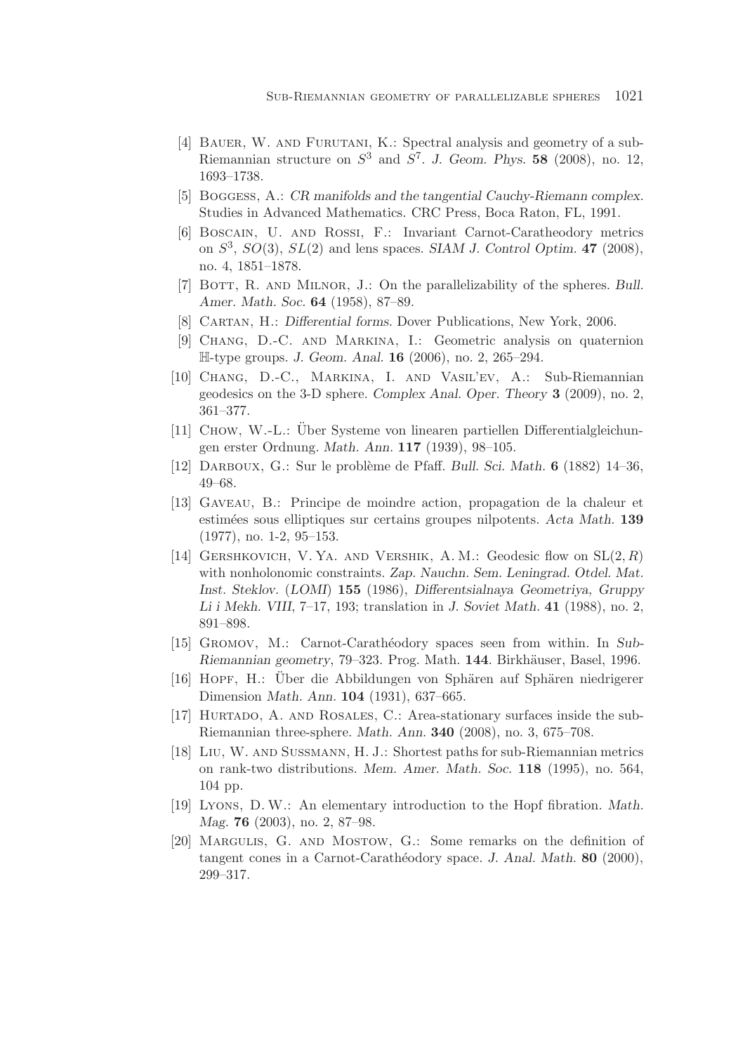[4] Bauer, W. and Furutani, K.: Spectral analysis and geometry of a sub-Riemannian structure on $S^3$ and $S^7$. *J. Geom. Phys.* **58** (2008), no. 12, 1693–1738.

[5] Boggess, A.: *CR manifolds and the tangential Cauchy-Riemann complex*. Studies in Advanced Mathematics. CRC Press, Boca Raton, FL, 1991.

[6] Boscain, U. and Rossi, F.: Invariant Carnot-Caratheodory metrics on $S^3$, $SO(3)$, $SL(2)$ and lens spaces. *SIAM J. Control Optim.* **47** (2008), no. 4, 1851–1878.

[7] Bott, R. and Milnor, J.: On the parallelizability of the spheres. *Bull. Amer. Math. Soc.* **64** (1958), 87–89.

[8] Cartan, H.: *Differential forms*. Dover Publications, New York, 2006.

[9] Chang, D.-C. and Markina, I.: Geometric analysis on quaternion $\mathbb{H}$-type groups. *J. Geom. Anal.* **16** (2006), no. 2, 265–294.

[10] Chang, D.-C., Markina, I. and Vasil'ev, A.: Sub-Riemannian geodesics on the 3-D sphere. *Complex Anal. Oper. Theory* **3** (2009), no. 2, 361–377.

[11] Chow, W.-L.: Über Systeme von linearen partiellen Differentialgleichungen erster Ordnung. *Math. Ann.* **117** (1939), 98–105.

[12] Darboux, G.: Sur le problème de Pfaff. *Bull. Sci. Math.* **6** (1882) 14–36, 49–68.

[13] Gaveau, B.: Principe de moindre action, propagation de la chaleur et estimées sous elliptiques sur certains groupes nilpotents. *Acta Math.* **139** (1977), no. 1-2, 95–153.

[14] Gershkovich, V. Ya. and Vershik, A. M.: Geodesic flow on $\mathrm{SL}(2, R)$ with nonholonomic constraints. *Zap. Nauchn. Sem. Leningrad. Otdel. Mat. Inst. Steklov.* (*LOMI*) **155** (1986), *Differentsialnaya Geometriya, Gruppy Li i Mekh. VIII*, 7–17, 193; translation in *J. Soviet Math.* **41** (1988), no. 2, 891–898.

[15] Gromov, M.: Carnot-Carathéodory spaces seen from within. In *Sub-Riemannian geometry*, 79–323. Prog. Math. **144**. Birkhäuser, Basel, 1996.

[16] Hopf, H.: Über die Abbildungen von Sphären auf Sphären niedrigerer Dimension *Math. Ann.* **104** (1931), 637–665.

[17] Hurtado, A. and Rosales, C.: Area-stationary surfaces inside the sub-Riemannian three-sphere. *Math. Ann.* **340** (2008), no. 3, 675–708.

[18] Liu, W. and Sussmann, H. J.: Shortest paths for sub-Riemannian metrics on rank-two distributions. *Mem. Amer. Math. Soc.* **118** (1995), no. 564, 104 pp.

[19] Lyons, D. W.: An elementary introduction to the Hopf fibration. *Math. Mag.* **76** (2003), no. 2, 87–98.

[20] Margulis, G. and Mostow, G.: Some remarks on the definition of tangent cones in a Carnot-Carathéodory space. *J. Anal. Math.* **80** (2000), 299–317.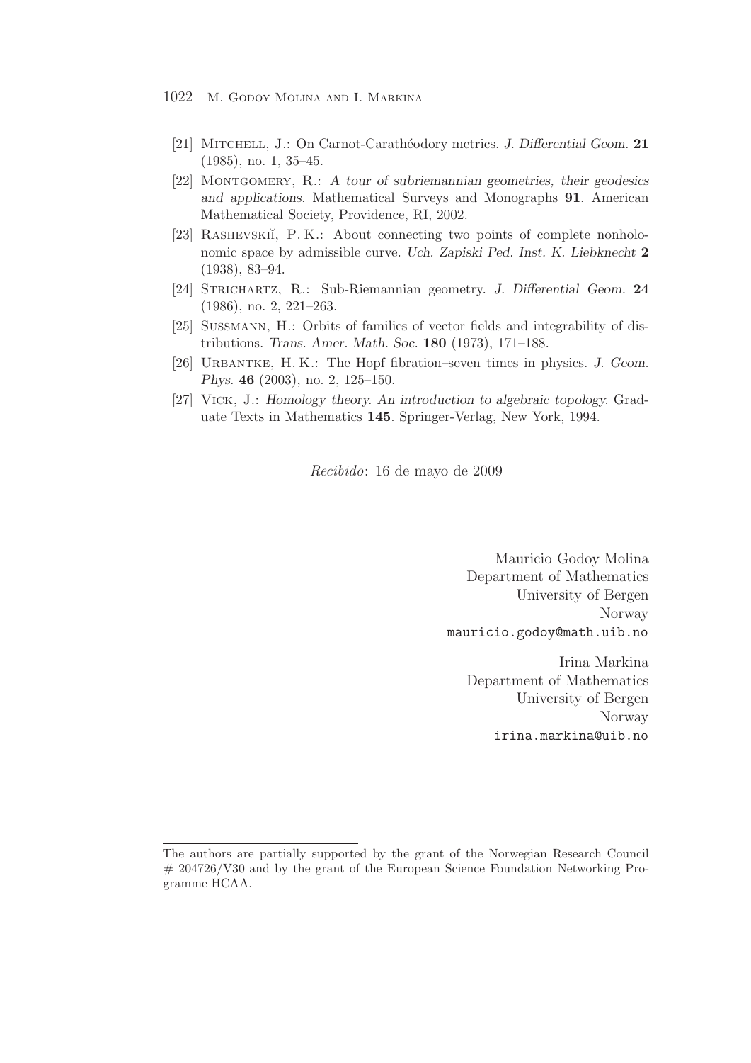[21] Mitchell, J.: On Carnot-Carathéodory metrics. *J. Differential Geom.* **21** (1985), no. 1, 35–45.

[22] Montgomery, R.: *A tour of subriemannian geometries, their geodesics and applications*. Mathematical Surveys and Monographs **91**. American Mathematical Society, Providence, RI, 2002.

[23] Rashevskiĭ, P. K.: About connecting two points of complete nonholonomic space by admissible curve. *Uch. Zapiski Ped. Inst. K. Liebknecht* **2** (1938), 83–94.

[24] Strichartz, R.: Sub-Riemannian geometry. *J. Differential Geom.* **24** (1986), no. 2, 221–263.

[25] Sussmann, H.: Orbits of families of vector fields and integrability of distributions. *Trans. Amer. Math. Soc.* **180** (1973), 171–188.

[26] Urbantke, H. K.: The Hopf fibration–seven times in physics. *J. Geom. Phys.* **46** (2003), no. 2, 125–150.

[27] Vick, J.: *Homology theory. An introduction to algebraic topology*. Graduate Texts in Mathematics **145**. Springer-Verlag, New York, 1994.

*Recibido*: 16 de mayo de 2009

Mauricio Godoy Molina
Department of Mathematics
University of Bergen
Norway
mauricio.godoy@math.uib.no

Irina Markina
Department of Mathematics
University of Bergen
Norway
irina.markina@uib.no

The authors are partially supported by the grant of the Norwegian Research Council # 204726/V30 and by the grant of the European Science Foundation Networking Programme HCAA.